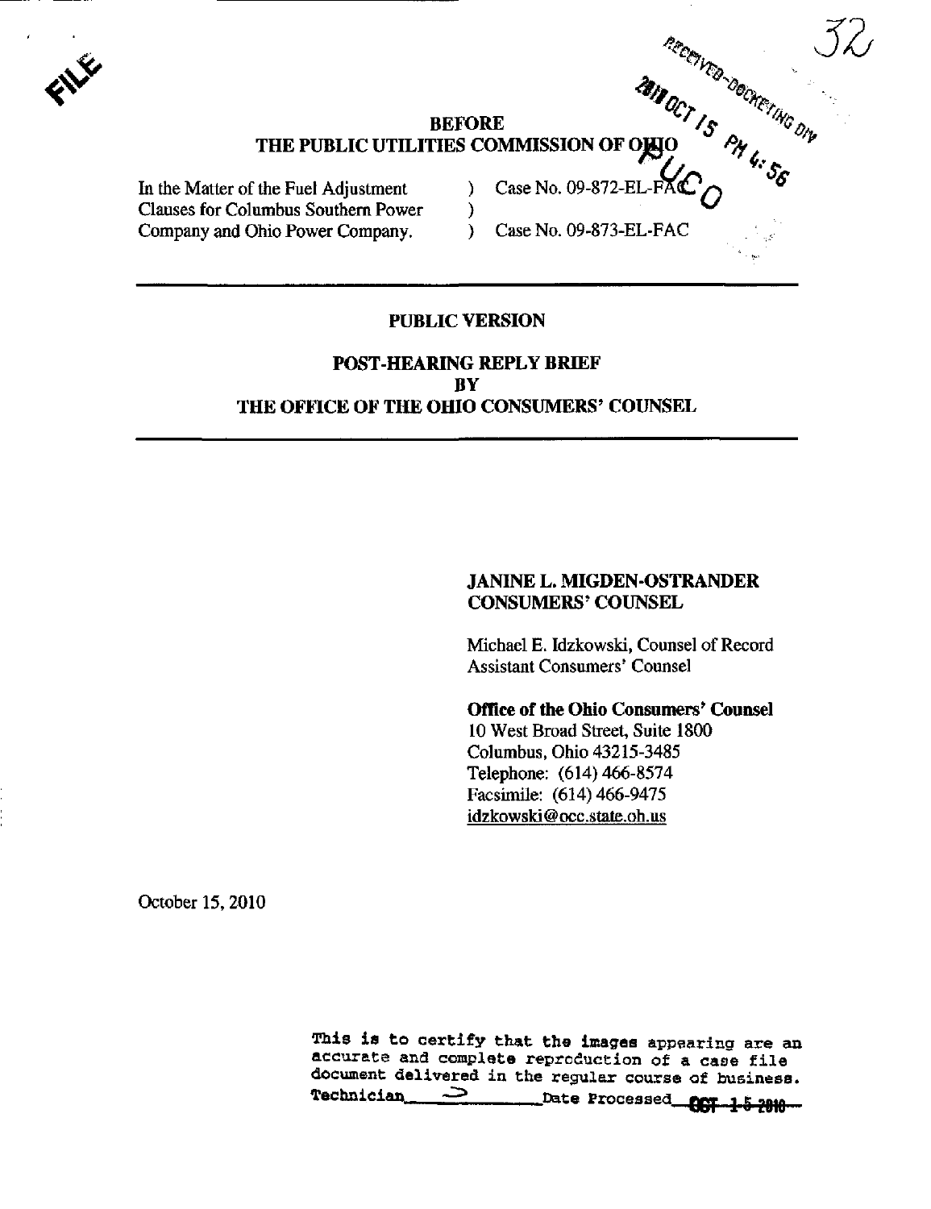FILE

RECEIVED-DOCKETING DIV

2010 OCT 15 PM 4:56

PUCO

32

**BEFORE**
**THE PUBLIC UTILITIES COMMISSION OF OHIO**

| | | |
|---|---|---|
| In the Matter of the Fuel Adjustment | ) | Case No. 09-872-EL-FAC |
| Clauses for Columbus Southern Power | ) | |
| Company and Ohio Power Company. | ) | Case No. 09-873-EL-FAC |

---

**PUBLIC VERSION**

**POST-HEARING REPLY BRIEF**
**BY**
**THE OFFICE OF THE OHIO CONSUMERS' COUNSEL**

---

**JANINE L. MIGDEN-OSTRANDER**
**CONSUMERS' COUNSEL**

Michael E. Idzkowski, Counsel of Record
Assistant Consumers' Counsel

**Office of the Ohio Consumers' Counsel**
10 West Broad Street, Suite 1800
Columbus, Ohio 43215-3485
Telephone: (614) 466-8574
Facsimile: (614) 466-9475
idzkowski@occ.state.oh.us

October 15, 2010

This is to certify that the images appearing are an accurate and complete reproduction of a case file document delivered in the regular course of business.
Technician ___ Date Processed OCT 15 2010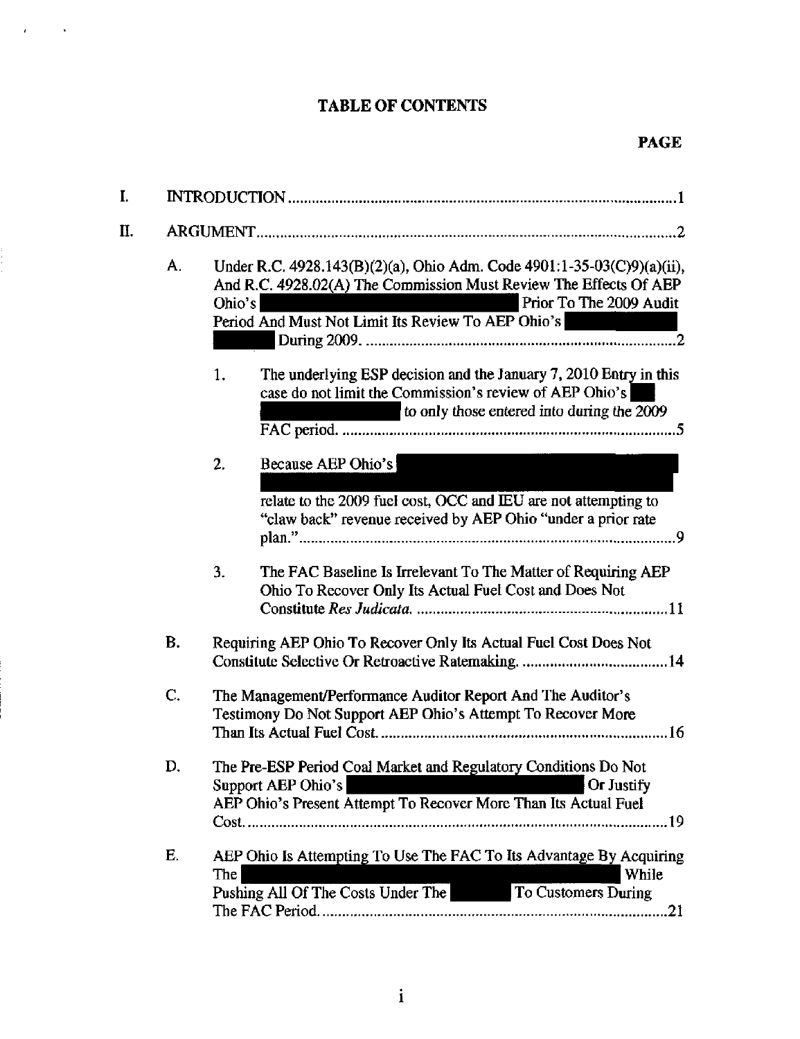# TABLE OF CONTENTS

**PAGE**

I. INTRODUCTION ........................................................................................................ 1

II. ARGUMENT ............................................................................................................... 2

A. Under R.C. 4928.143(B)(2)(a), Ohio Adm. Code 4901:1-35-03(C)9)(a)(ii), And R.C. 4928.02(A) The Commission Must Review The Effects Of AEP Ohio's [REDACTED] Prior To The 2009 Audit Period And Must Not Limit Its Review To AEP Ohio's [REDACTED] During 2009. ........................................................................................ 2

1. The underlying ESP decision and the January 7, 2010 Entry in this case do not limit the Commission's review of AEP Ohio's [REDACTED] to only those entered into during the 2009 FAC period. ........................................................................................ 5

2. Because AEP Ohio's [REDACTED] relate to the 2009 fuel cost, OCC and IEU are not attempting to "claw back" revenue received by AEP Ohio "under a prior rate plan." ........................................................................................ 9

3. The FAC Baseline Is Irrelevant To The Matter of Requiring AEP Ohio To Recover Only Its Actual Fuel Cost and Does Not Constitute *Res Judicata*. ........................................................................ 11

B. Requiring AEP Ohio To Recover Only Its Actual Fuel Cost Does Not Constitute Selective Or Retroactive Ratemaking. ........................................ 14

C. The Management/Performance Auditor Report And The Auditor's Testimony Do Not Support AEP Ohio's Attempt To Recover More Than Its Actual Fuel Cost. ........................................................................ 16

D. The Pre-ESP Period Coal Market and Regulatory Conditions Do Not Support AEP Ohio's [REDACTED] Or Justify AEP Ohio's Present Attempt To Recover More Than Its Actual Fuel Cost. ........................................................................................................ 19

E. AEP Ohio Is Attempting To Use The FAC To Its Advantage By Acquiring The [REDACTED] While Pushing All Of The Costs Under The [REDACTED] To Customers During The FAC Period. ........................................................................................ 21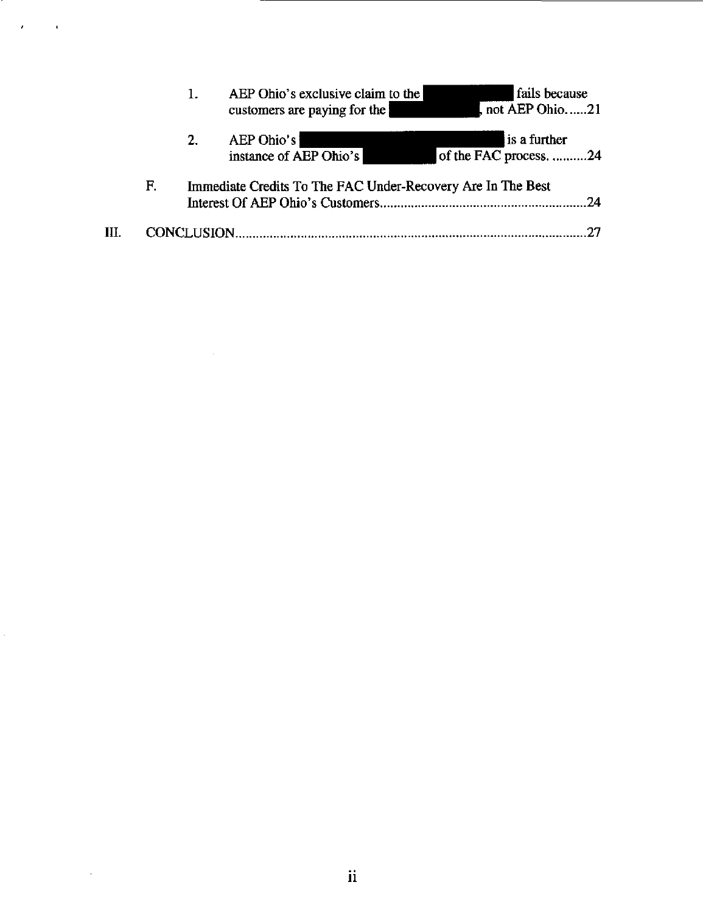1. AEP Ohio's exclusive claim to the [REDACTED] fails because customers are paying for the [REDACTED], not AEP Ohio......21

2. AEP Ohio's [REDACTED] is a further instance of AEP Ohio's [REDACTED] of the FAC process. ..........24

F. Immediate Credits To The FAC Under-Recovery Are In The Best Interest Of AEP Ohio's Customers............................................................24

III. CONCLUSION.......................................................................................................27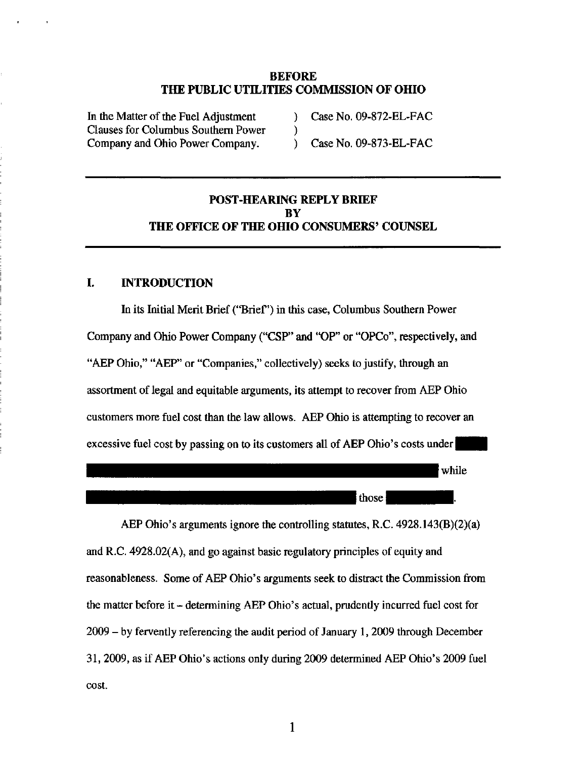**BEFORE**
**THE PUBLIC UTILITIES COMMISSION OF OHIO**

| | | |
|---|---|---|
| In the Matter of the Fuel Adjustment Clauses for Columbus Southern Power Company and Ohio Power Company. | ) ) ) | Case No. 09-872-EL-FAC Case No. 09-873-EL-FAC |

---

# POST-HEARING REPLY BRIEF BY THE OFFICE OF THE OHIO CONSUMERS' COUNSEL

---

## I. INTRODUCTION

In its Initial Merit Brief ("Brief") in this case, Columbus Southern Power Company and Ohio Power Company ("CSP" and "OP" or "OPCo", respectively, and "AEP Ohio," "AEP" or "Companies," collectively) seeks to justify, through an assortment of legal and equitable arguments, its attempt to recover from AEP Ohio customers more fuel cost than the law allows. AEP Ohio is attempting to recover an excessive fuel cost by passing on to its customers all of AEP Ohio's costs under [REDACTED] while [REDACTED] those [REDACTED].

AEP Ohio's arguments ignore the controlling statutes, R.C. 4928.143(B)(2)(a) and R.C. 4928.02(A), and go against basic regulatory principles of equity and reasonableness. Some of AEP Ohio's arguments seek to distract the Commission from the matter before it – determining AEP Ohio's actual, prudently incurred fuel cost for 2009 – by fervently referencing the audit period of January 1, 2009 through December 31, 2009, as if AEP Ohio's actions only during 2009 determined AEP Ohio's 2009 fuel cost.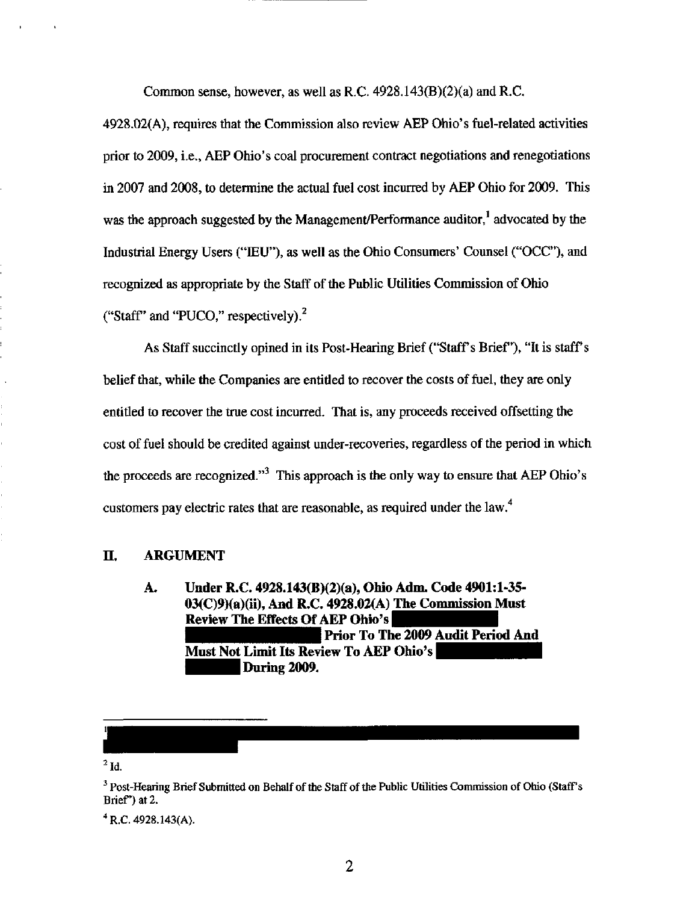Common sense, however, as well as R.C. 4928.143(B)(2)(a) and R.C. 4928.02(A), requires that the Commission also review AEP Ohio's fuel-related activities prior to 2009, i.e., AEP Ohio's coal procurement contract negotiations and renegotiations in 2007 and 2008, to determine the actual fuel cost incurred by AEP Ohio for 2009. This was the approach suggested by the Management/Performance auditor,[1] advocated by the Industrial Energy Users ("IEU"), as well as the Ohio Consumers' Counsel ("OCC"), and recognized as appropriate by the Staff of the Public Utilities Commission of Ohio ("Staff" and "PUCO," respectively).[2]

As Staff succinctly opined in its Post-Hearing Brief ("Staff's Brief"), "It is staff's belief that, while the Companies are entitled to recover the costs of fuel, they are only entitled to recover the true cost incurred. That is, any proceeds received offsetting the cost of fuel should be credited against under-recoveries, regardless of the period in which the proceeds are recognized."[3] This approach is the only way to ensure that AEP Ohio's customers pay electric rates that are reasonable, as required under the law.[4]

## II. ARGUMENT

### A. Under R.C. 4928.143(B)(2)(a), Ohio Adm. Code 4901:1-35-03(C)9)(a)(ii), And R.C. 4928.02(A) The Commission Must Review The Effects Of AEP Ohio's [REDACTED] Prior To The 2009 Audit Period And Must Not Limit Its Review To AEP Ohio's [REDACTED] During 2009.

---

[1] [REDACTED]

[2] Id.

[3] Post-Hearing Brief Submitted on Behalf of the Staff of the Public Utilities Commission of Ohio (Staff's Brief") at 2.

[4] R.C. 4928.143(A).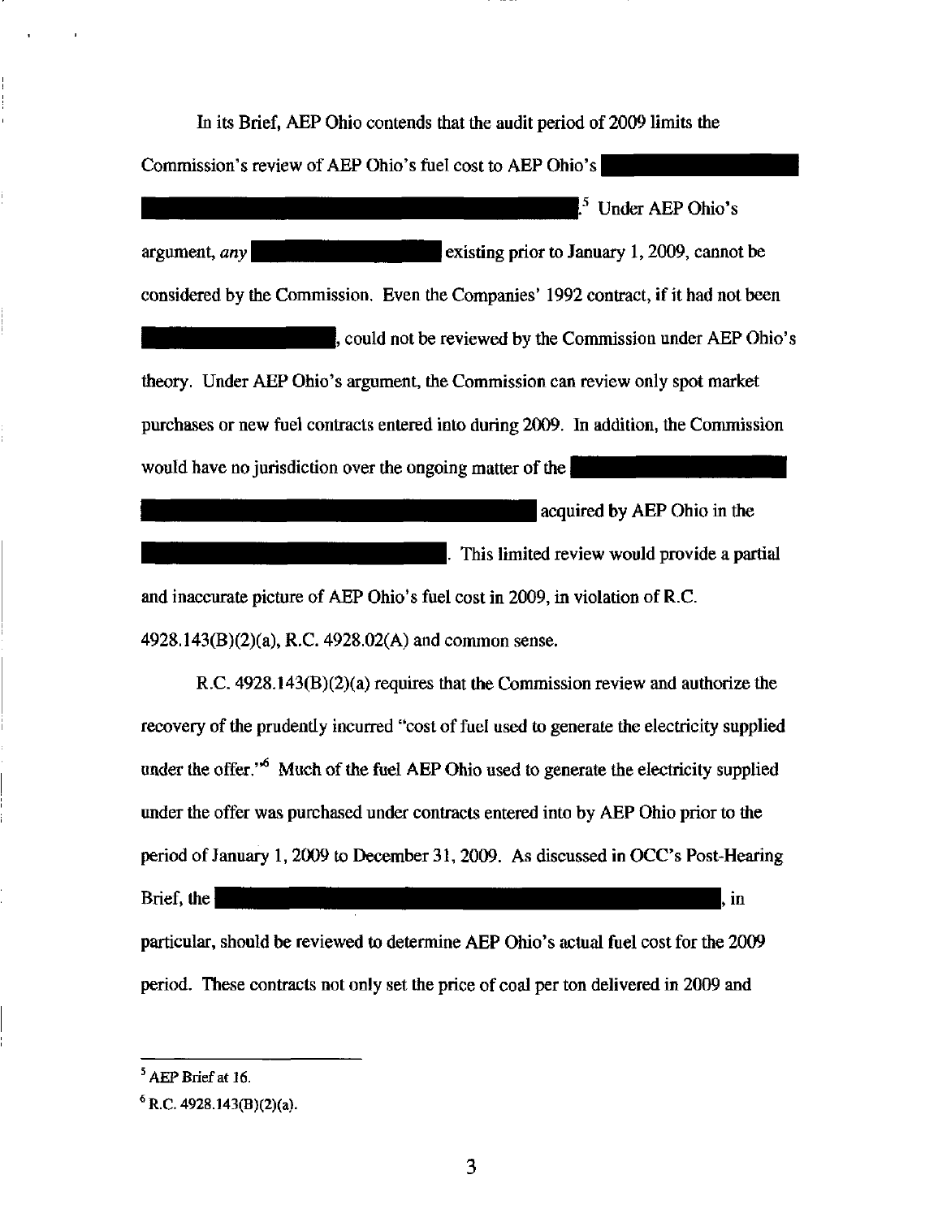In its Brief, AEP Ohio contends that the audit period of 2009 limits the Commission's review of AEP Ohio's fuel cost to AEP Ohio's [REDACTED].[5] Under AEP Ohio's argument, *any* [REDACTED] existing prior to January 1, 2009, cannot be considered by the Commission. Even the Companies' 1992 contract, if it had not been [REDACTED], could not be reviewed by the Commission under AEP Ohio's theory. Under AEP Ohio's argument, the Commission can review only spot market purchases or new fuel contracts entered into during 2009. In addition, the Commission would have no jurisdiction over the ongoing matter of the [REDACTED] acquired by AEP Ohio in the [REDACTED]. This limited review would provide a partial and inaccurate picture of AEP Ohio's fuel cost in 2009, in violation of R.C. 4928.143(B)(2)(a), R.C. 4928.02(A) and common sense.

R.C. 4928.143(B)(2)(a) requires that the Commission review and authorize the recovery of the prudently incurred "cost of fuel used to generate the electricity supplied under the offer."[6] Much of the fuel AEP Ohio used to generate the electricity supplied under the offer was purchased under contracts entered into by AEP Ohio prior to the period of January 1, 2009 to December 31, 2009. As discussed in OCC's Post-Hearing Brief, the [REDACTED], in particular, should be reviewed to determine AEP Ohio's actual fuel cost for the 2009 period. These contracts not only set the price of coal per ton delivered in 2009 and

---

[5] AEP Brief at 16.

[6] R.C. 4928.143(B)(2)(a).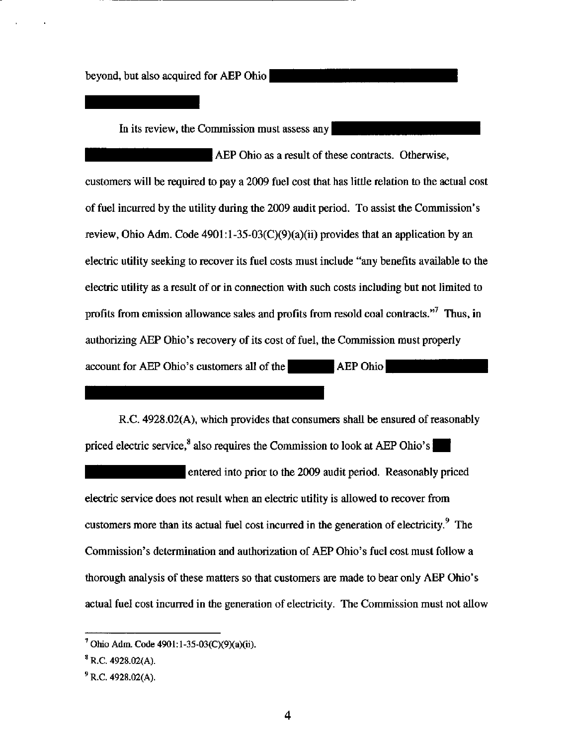beyond, but also acquired for AEP Ohio

In its review, the Commission must assess any AEP Ohio as a result of these contracts. Otherwise, customers will be required to pay a 2009 fuel cost that has little relation to the actual cost of fuel incurred by the utility during the 2009 audit period. To assist the Commission's review, Ohio Adm. Code 4901:1-35-03(C)(9)(a)(ii) provides that an application by an electric utility seeking to recover its fuel costs must include "any benefits available to the electric utility as a result of or in connection with such costs including but not limited to profits from emission allowance sales and profits from resold coal contracts."[7] Thus, in authorizing AEP Ohio's recovery of its cost of fuel, the Commission must properly account for AEP Ohio's customers all of the AEP Ohio

R.C. 4928.02(A), which provides that consumers shall be ensured of reasonably priced electric service,[8] also requires the Commission to look at AEP Ohio's entered into prior to the 2009 audit period. Reasonably priced electric service does not result when an electric utility is allowed to recover from customers more than its actual fuel cost incurred in the generation of electricity.[9] The Commission's determination and authorization of AEP Ohio's fuel cost must follow a thorough analysis of these matters so that customers are made to bear only AEP Ohio's actual fuel cost incurred in the generation of electricity. The Commission must not allow

---

[7] Ohio Adm. Code 4901:1-35-03(C)(9)(a)(ii).

[8] R.C. 4928.02(A).

[9] R.C. 4928.02(A).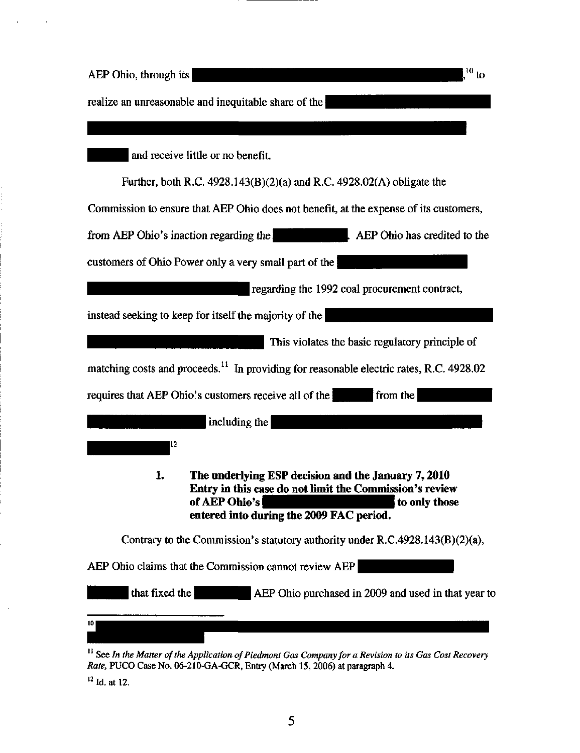AEP Ohio, through its ,[10] to realize an unreasonable and inequitable share of the and receive little or no benefit.

Further, both R.C. 4928.143(B)(2)(a) and R.C. 4928.02(A) obligate the Commission to ensure that AEP Ohio does not benefit, at the expense of its customers, from AEP Ohio's inaction regarding the . AEP Ohio has credited to the customers of Ohio Power only a very small part of the regarding the 1992 coal procurement contract, instead seeking to keep for itself the majority of the This violates the basic regulatory principle of matching costs and proceeds.[11] In providing for reasonable electric rates, R.C. 4928.02 requires that AEP Ohio's customers receive all of the from the including the [12]

1. **The underlying ESP decision and the January 7, 2010 Entry in this case do not limit the Commission's review of AEP Ohio's to only those entered into during the 2009 FAC period.**

Contrary to the Commission's statutory authority under R.C.4928.143(B)(2)(a), AEP Ohio claims that the Commission cannot review AEP that fixed the AEP Ohio purchased in 2009 and used in that year to

[10]

[11] See *In the Matter of the Application of Piedmont Gas Company for a Revision to its Gas Cost Recovery Rate*, PUCO Case No. 06-210-GA-GCR, Entry (March 15, 2006) at paragraph 4.

[12] Id. at 12.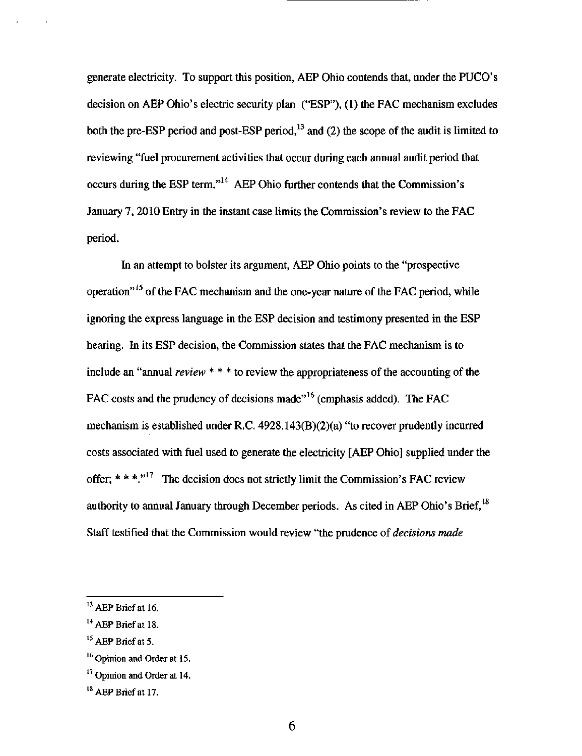generate electricity. To support this position, AEP Ohio contends that, under the PUCO's decision on AEP Ohio's electric security plan ("ESP"), (1) the FAC mechanism excludes both the pre-ESP period and post-ESP period,[13] and (2) the scope of the audit is limited to reviewing "fuel procurement activities that occur during each annual audit period that occurs during the ESP term."[14] AEP Ohio further contends that the Commission's January 7, 2010 Entry in the instant case limits the Commission's review to the FAC period.

In an attempt to bolster its argument, AEP Ohio points to the "prospective operation"[15] of the FAC mechanism and the one-year nature of the FAC period, while ignoring the express language in the ESP decision and testimony presented in the ESP hearing. In its ESP decision, the Commission states that the FAC mechanism is to include an "annual *review* * * * to review the appropriateness of the accounting of the FAC costs and the prudency of decisions made"[16] (emphasis added). The FAC mechanism is established under R.C. 4928.143(B)(2)(a) "to recover prudently incurred costs associated with fuel used to generate the electricity [AEP Ohio] supplied under the offer; * * *."[17] The decision does not strictly limit the Commission's FAC review authority to annual January through December periods. As cited in AEP Ohio's Brief,[18] Staff testified that the Commission would review "the prudence of *decisions made*

[13] AEP Brief at 16.

[14] AEP Brief at 18.

[15] AEP Brief at 5.

[16] Opinion and Order at 15.

[17] Opinion and Order at 14.

[18] AEP Brief at 17.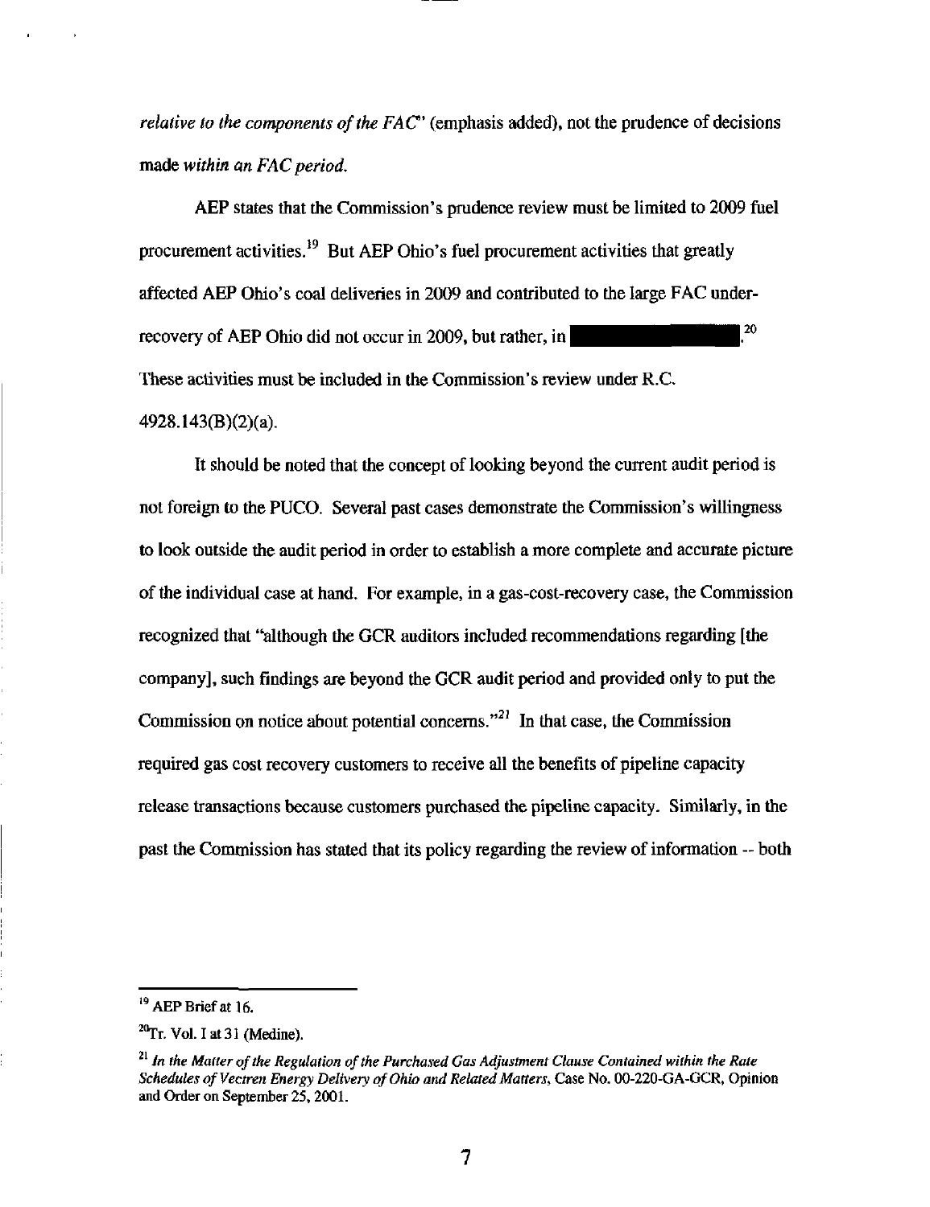*relative to the components of the FAC*" (emphasis added), not the prudence of decisions made *within an FAC period.*

AEP states that the Commission's prudence review must be limited to 2009 fuel procurement activities.[19] But AEP Ohio's fuel procurement activities that greatly affected AEP Ohio's coal deliveries in 2009 and contributed to the large FAC under-recovery of AEP Ohio did not occur in 2009, but rather, in ██████████.[20] These activities must be included in the Commission's review under R.C. 4928.143(B)(2)(a).

It should be noted that the concept of looking beyond the current audit period is not foreign to the PUCO. Several past cases demonstrate the Commission's willingness to look outside the audit period in order to establish a more complete and accurate picture of the individual case at hand. For example, in a gas-cost-recovery case, the Commission recognized that "although the GCR auditors included recommendations regarding [the company], such findings are beyond the GCR audit period and provided only to put the Commission on notice about potential concerns."[21] In that case, the Commission required gas cost recovery customers to receive all the benefits of pipeline capacity release transactions because customers purchased the pipeline capacity. Similarly, in the past the Commission has stated that its policy regarding the review of information -- both

---

[19] AEP Brief at 16.

[20] Tr. Vol. I at 31 (Medine).

[21] *In the Matter of the Regulation of the Purchased Gas Adjustment Clause Contained within the Rate Schedules of Vectren Energy Delivery of Ohio and Related Matters*, Case No. 00-220-GA-GCR, Opinion and Order on September 25, 2001.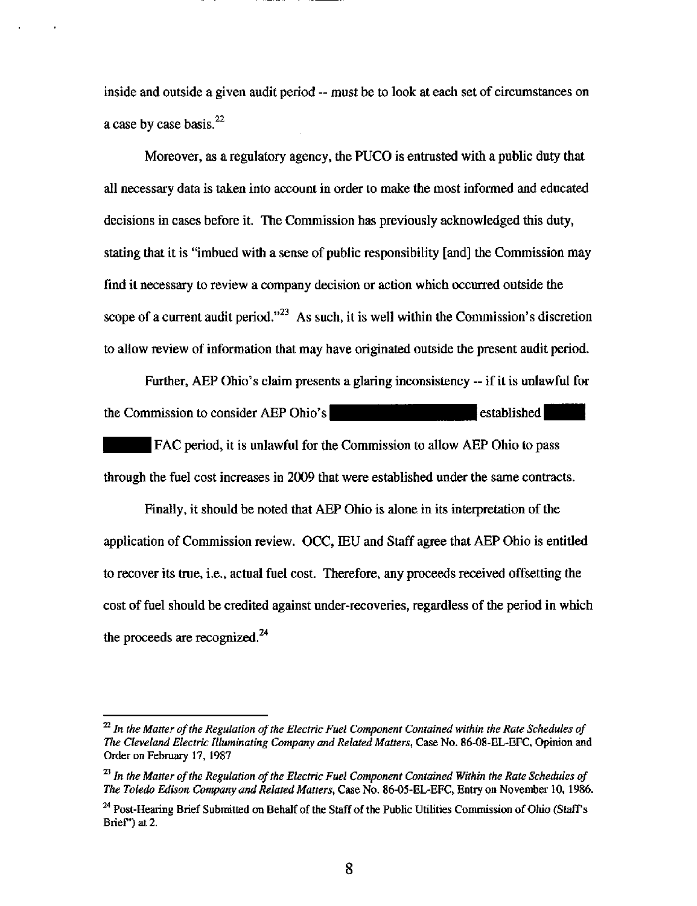inside and outside a given audit period -- must be to look at each set of circumstances on a case by case basis.[22]

Moreover, as a regulatory agency, the PUCO is entrusted with a public duty that all necessary data is taken into account in order to make the most informed and educated decisions in cases before it. The Commission has previously acknowledged this duty, stating that it is "imbued with a sense of public responsibility [and] the Commission may find it necessary to review a company decision or action which occurred outside the scope of a current audit period."[23] As such, it is well within the Commission's discretion to allow review of information that may have originated outside the present audit period.

Further, AEP Ohio's claim presents a glaring inconsistency -- if it is unlawful for the Commission to consider AEP Ohio's ███████████ established ███ ███ FAC period, it is unlawful for the Commission to allow AEP Ohio to pass through the fuel cost increases in 2009 that were established under the same contracts.

Finally, it should be noted that AEP Ohio is alone in its interpretation of the application of Commission review. OCC, IEU and Staff agree that AEP Ohio is entitled to recover its true, i.e., actual fuel cost. Therefore, any proceeds received offsetting the cost of fuel should be credited against under-recoveries, regardless of the period in which the proceeds are recognized.[24]

---

[22] *In the Matter of the Regulation of the Electric Fuel Component Contained within the Rate Schedules of The Cleveland Electric Illuminating Company and Related Matters*, Case No. 86-08-EL-EFC, Opinion and Order on February 17, 1987

[23] *In the Matter of the Regulation of the Electric Fuel Component Contained Within the Rate Schedules of The Toledo Edison Company and Related Matters*, Case No. 86-05-EL-EFC, Entry on November 10, 1986.

[24] Post-Hearing Brief Submitted on Behalf of the Staff of the Public Utilities Commission of Ohio (Staff's Brief") at 2.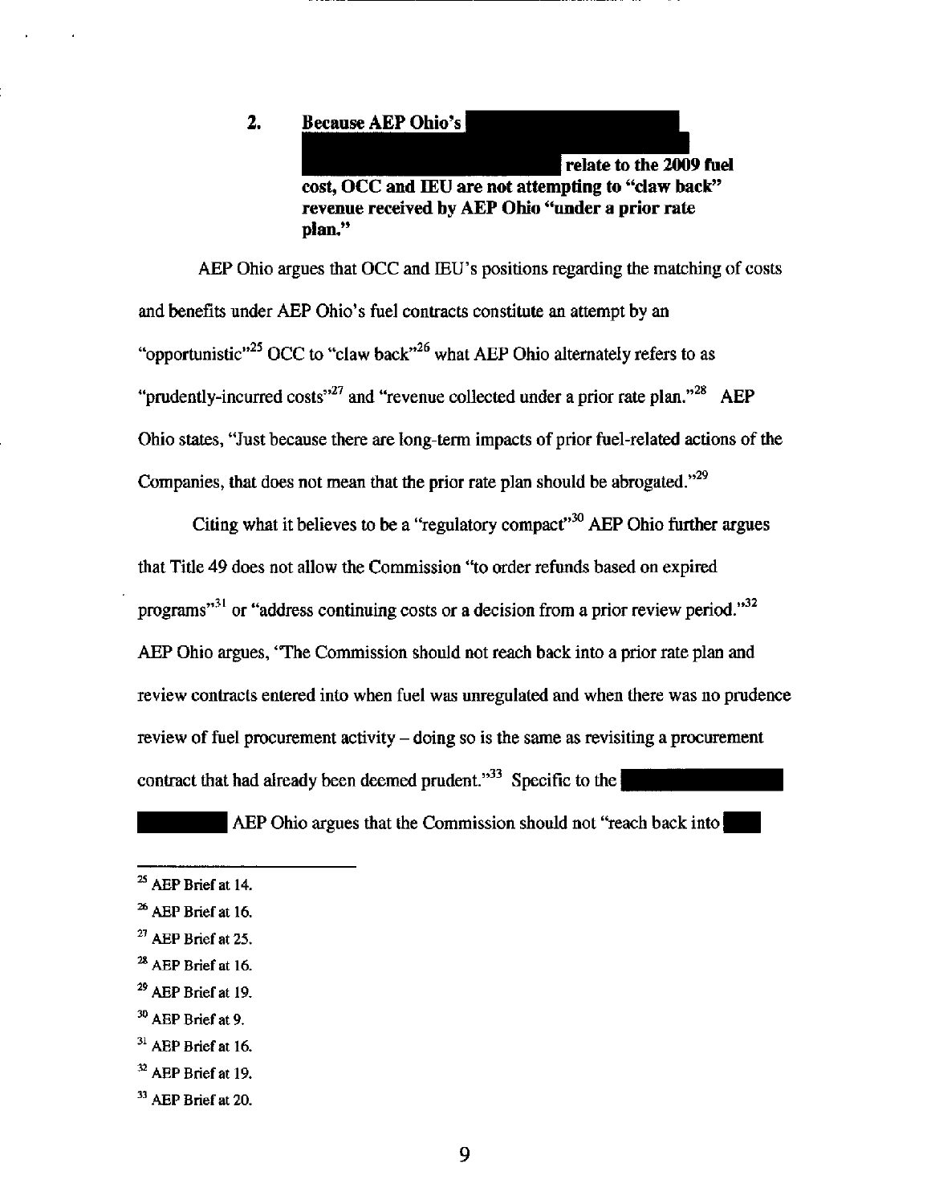### 2. Because AEP Ohio's [REDACTED] relate to the 2009 fuel cost, OCC and IEU are not attempting to "claw back" revenue received by AEP Ohio "under a prior rate plan."

AEP Ohio argues that OCC and IEU's positions regarding the matching of costs and benefits under AEP Ohio's fuel contracts constitute an attempt by an "opportunistic"[25] OCC to "claw back"[26] what AEP Ohio alternately refers to as "prudently-incurred costs"[27] and "revenue collected under a prior rate plan."[28] AEP Ohio states, "Just because there are long-term impacts of prior fuel-related actions of the Companies, that does not mean that the prior rate plan should be abrogated."[29]

Citing what it believes to be a "regulatory compact"[30] AEP Ohio further argues that Title 49 does not allow the Commission "to order refunds based on expired programs"[31] or "address continuing costs or a decision from a prior review period."[32] AEP Ohio argues, "The Commission should not reach back into a prior rate plan and review contracts entered into when fuel was unregulated and when there was no prudence review of fuel procurement activity – doing so is the same as revisiting a procurement contract that had already been deemed prudent."[33] Specific to the [REDACTED] AEP Ohio argues that the Commission should not "reach back into [REDACTED]

---

[25] AEP Brief at 14.

[26] AEP Brief at 16.

[27] AEP Brief at 25.

[28] AEP Brief at 16.

[29] AEP Brief at 19.

[30] AEP Brief at 9.

[31] AEP Brief at 16.

[32] AEP Brief at 19.

[33] AEP Brief at 20.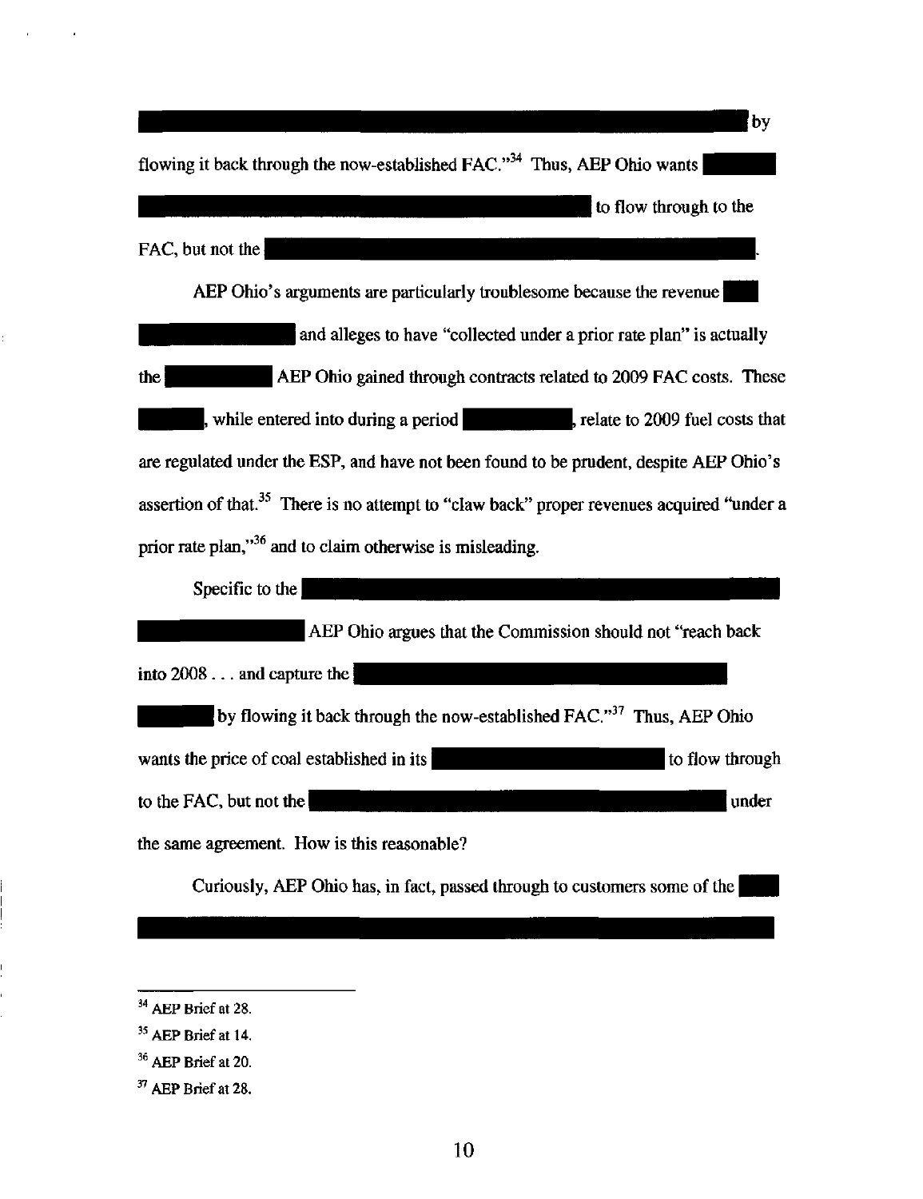by flowing it back through the now-established FAC."[34] Thus, AEP Ohio wants to flow through to the FAC, but not the .

AEP Ohio's arguments are particularly troublesome because the revenue and alleges to have "collected under a prior rate plan" is actually the AEP Ohio gained through contracts related to 2009 FAC costs. These , while entered into during a period , relate to 2009 fuel costs that are regulated under the ESP, and have not been found to be prudent, despite AEP Ohio's assertion of that.[35] There is no attempt to "claw back" proper revenues acquired "under a prior rate plan,"[36] and to claim otherwise is misleading.

Specific to the AEP Ohio argues that the Commission should not "reach back into 2008 . . . and capture the by flowing it back through the now-established FAC."[37] Thus, AEP Ohio wants the price of coal established in its to flow through to the FAC, but not the under the same agreement. How is this reasonable?

Curiously, AEP Ohio has, in fact, passed through to customers some of the

---

[34] AEP Brief at 28.

[35] AEP Brief at 14.

[36] AEP Brief at 20.

[37] AEP Brief at 28.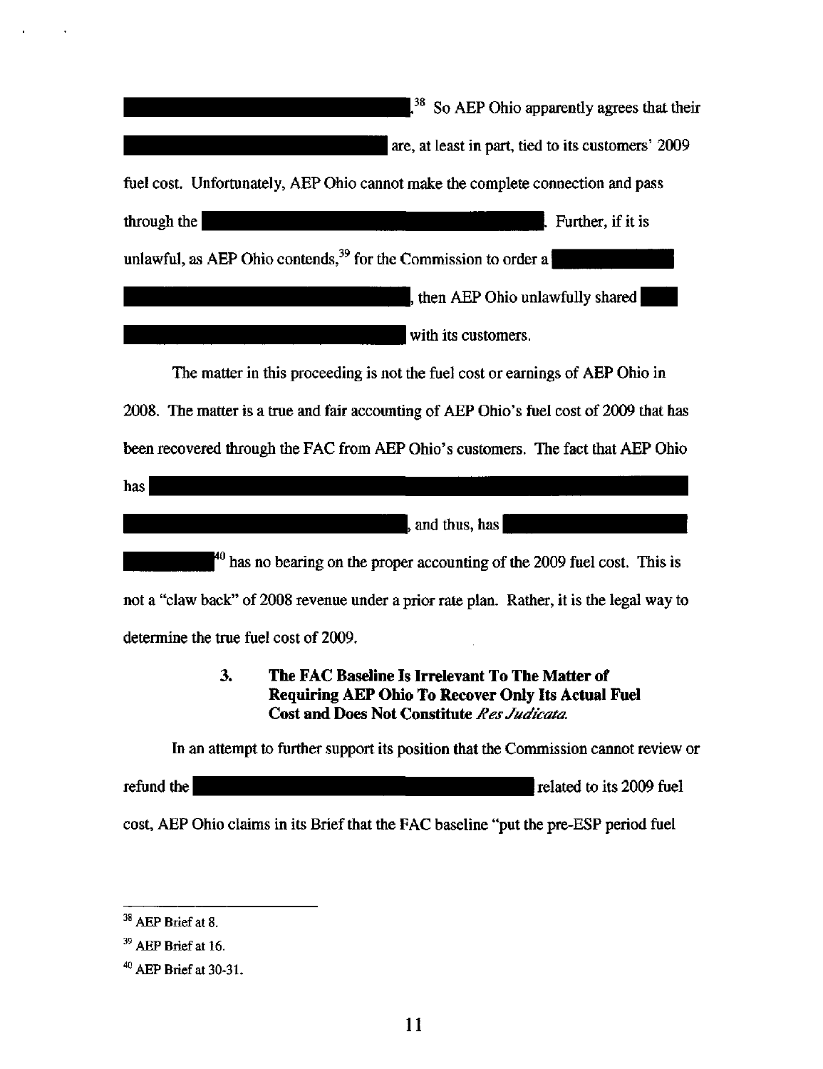.[38] So AEP Ohio apparently agrees that their are, at least in part, tied to its customers' 2009 fuel cost. Unfortunately, AEP Ohio cannot make the complete connection and pass through the . Further, if it is unlawful, as AEP Ohio contends,[39] for the Commission to order a , then AEP Ohio unlawfully shared with its customers.

The matter in this proceeding is not the fuel cost or earnings of AEP Ohio in 2008. The matter is a true and fair accounting of AEP Ohio's fuel cost of 2009 that has been recovered through the FAC from AEP Ohio's customers. The fact that AEP Ohio has , and thus, has [40] has no bearing on the proper accounting of the 2009 fuel cost. This is not a "claw back" of 2008 revenue under a prior rate plan. Rather, it is the legal way to determine the true fuel cost of 2009.

### 3. The FAC Baseline Is Irrelevant To The Matter of Requiring AEP Ohio To Recover Only Its Actual Fuel Cost and Does Not Constitute *Res Judicata.*

In an attempt to further support its position that the Commission cannot review or refund the related to its 2009 fuel cost, AEP Ohio claims in its Brief that the FAC baseline "put the pre-ESP period fuel

---

[38] AEP Brief at 8.

[39] AEP Brief at 16.

[40] AEP Brief at 30-31.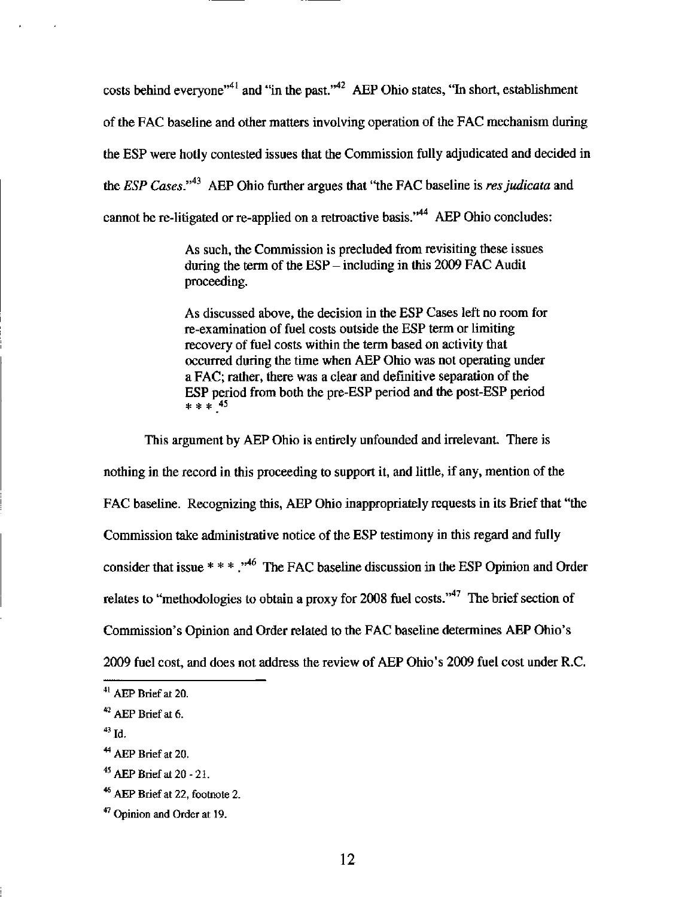costs behind everyone"[41] and "in the past."[42] AEP Ohio states, "In short, establishment of the FAC baseline and other matters involving operation of the FAC mechanism during the ESP were hotly contested issues that the Commission fully adjudicated and decided in the *ESP Cases*."[43] AEP Ohio further argues that "the FAC baseline is *res judicata* and cannot be re-litigated or re-applied on a retroactive basis."[44] AEP Ohio concludes:

> As such, the Commission is precluded from revisiting these issues during the term of the ESP – including in this 2009 FAC Audit proceeding.
>
> As discussed above, the decision in the ESP Cases left no room for re-examination of fuel costs outside the ESP term or limiting recovery of fuel costs within the term based on activity that occurred during the time when AEP Ohio was not operating under a FAC; rather, there was a clear and definitive separation of the ESP period from both the pre-ESP period and the post-ESP period * * *.[45]

This argument by AEP Ohio is entirely unfounded and irrelevant. There is nothing in the record in this proceeding to support it, and little, if any, mention of the FAC baseline. Recognizing this, AEP Ohio inappropriately requests in its Brief that "the Commission take administrative notice of the ESP testimony in this regard and fully consider that issue * * * ."[46] The FAC baseline discussion in the ESP Opinion and Order relates to "methodologies to obtain a proxy for 2008 fuel costs."[47] The brief section of Commission's Opinion and Order related to the FAC baseline determines AEP Ohio's 2009 fuel cost, and does not address the review of AEP Ohio's 2009 fuel cost under R.C.

---

[41] AEP Brief at 20.

[42] AEP Brief at 6.

[43] Id.

[44] AEP Brief at 20.

[45] AEP Brief at 20 - 21.

[46] AEP Brief at 22, footnote 2.

[47] Opinion and Order at 19.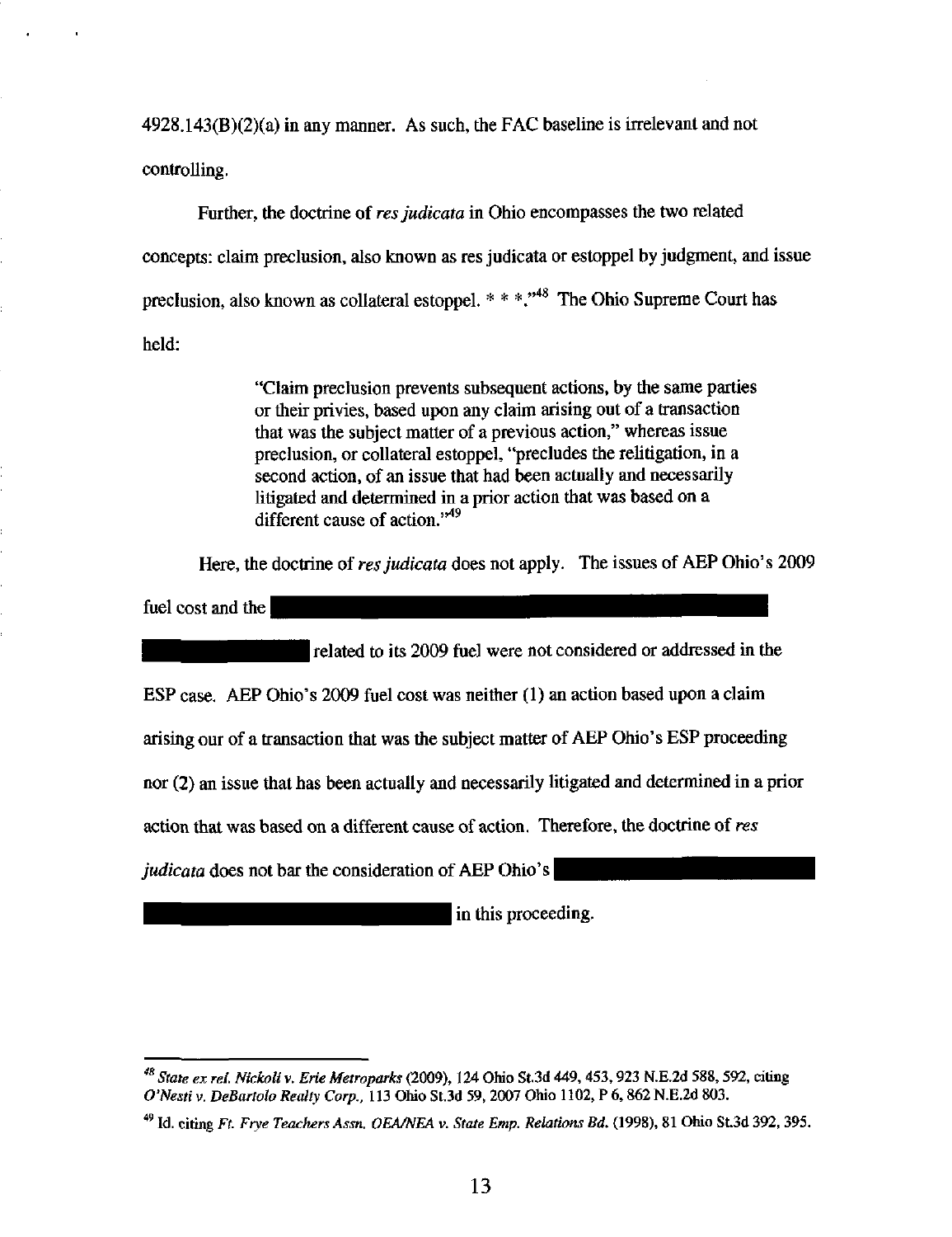4928.143(B)(2)(a) in any manner. As such, the FAC baseline is irrelevant and not controlling.

Further, the doctrine of *res judicata* in Ohio encompasses the two related concepts: claim preclusion, also known as res judicata or estoppel by judgment, and issue preclusion, also known as collateral estoppel. * * *."[48] The Ohio Supreme Court has held:

> "Claim preclusion prevents subsequent actions, by the same parties or their privies, based upon any claim arising out of a transaction that was the subject matter of a previous action," whereas issue preclusion, or collateral estoppel, "precludes the relitigation, in a second action, of an issue that had been actually and necessarily litigated and determined in a prior action that was based on a different cause of action."[49]

Here, the doctrine of *res judicata* does not apply. The issues of AEP Ohio's 2009 fuel cost and the [REDACTED] related to its 2009 fuel were not considered or addressed in the ESP case. AEP Ohio's 2009 fuel cost was neither (1) an action based upon a claim arising our of a transaction that was the subject matter of AEP Ohio's ESP proceeding nor (2) an issue that has been actually and necessarily litigated and determined in a prior action that was based on a different cause of action. Therefore, the doctrine of *res judicata* does not bar the consideration of AEP Ohio's [REDACTED] in this proceeding.

---

[48] *State ex rel. Nickoli v. Erie Metroparks* (2009), 124 Ohio St.3d 449, 453, 923 N.E.2d 588, 592, citing *O'Nesti v. DeBartolo Realty Corp.*, 113 Ohio St.3d 59, 2007 Ohio 1102, P 6, 862 N.E.2d 803.

[49] Id. citing *Ft. Frye Teachers Assn. OEA/NEA v. State Emp. Relations Bd.* (1998), 81 Ohio St.3d 392, 395.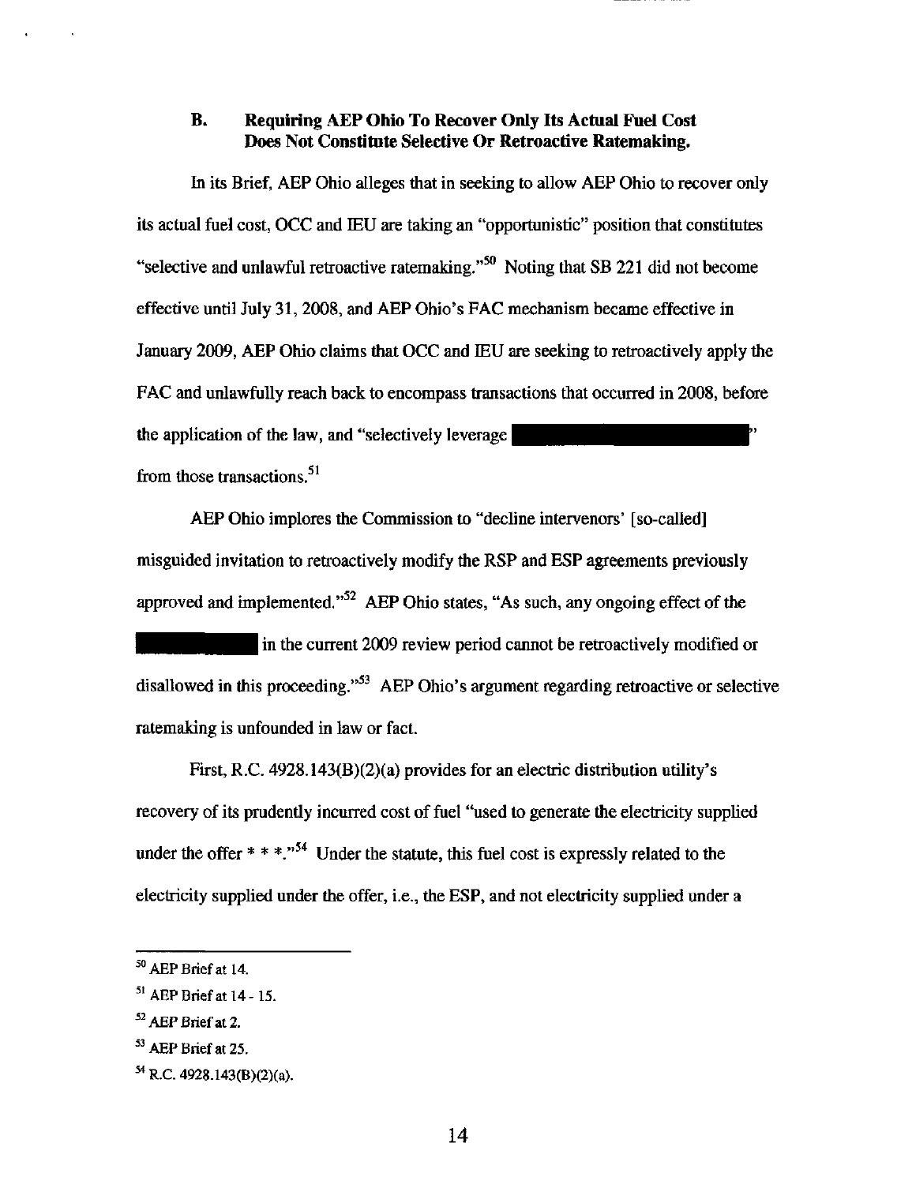### B. Requiring AEP Ohio To Recover Only Its Actual Fuel Cost Does Not Constitute Selective Or Retroactive Ratemaking.

In its Brief, AEP Ohio alleges that in seeking to allow AEP Ohio to recover only its actual fuel cost, OCC and IEU are taking an "opportunistic" position that constitutes "selective and unlawful retroactive ratemaking."[50] Noting that SB 221 did not become effective until July 31, 2008, and AEP Ohio's FAC mechanism became effective in January 2009, AEP Ohio claims that OCC and IEU are seeking to retroactively apply the FAC and unlawfully reach back to encompass transactions that occurred in 2008, before the application of the law, and "selectively leverage [REDACTED]" from those transactions.[51]

AEP Ohio implores the Commission to "decline intervenors' [so-called] misguided invitation to retroactively modify the RSP and ESP agreements previously approved and implemented."[52] AEP Ohio states, "As such, any ongoing effect of the [REDACTED] in the current 2009 review period cannot be retroactively modified or disallowed in this proceeding."[53] AEP Ohio's argument regarding retroactive or selective ratemaking is unfounded in law or fact.

First, R.C. 4928.143(B)(2)(a) provides for an electric distribution utility's recovery of its prudently incurred cost of fuel "used to generate the electricity supplied under the offer * * *."[54] Under the statute, this fuel cost is expressly related to the electricity supplied under the offer, i.e., the ESP, and not electricity supplied under a

---

[50] AEP Brief at 14.

[51] AEP Brief at 14 - 15.

[52] AEP Brief at 2.

[53] AEP Brief at 25.

[54] R.C. 4928.143(B)(2)(a).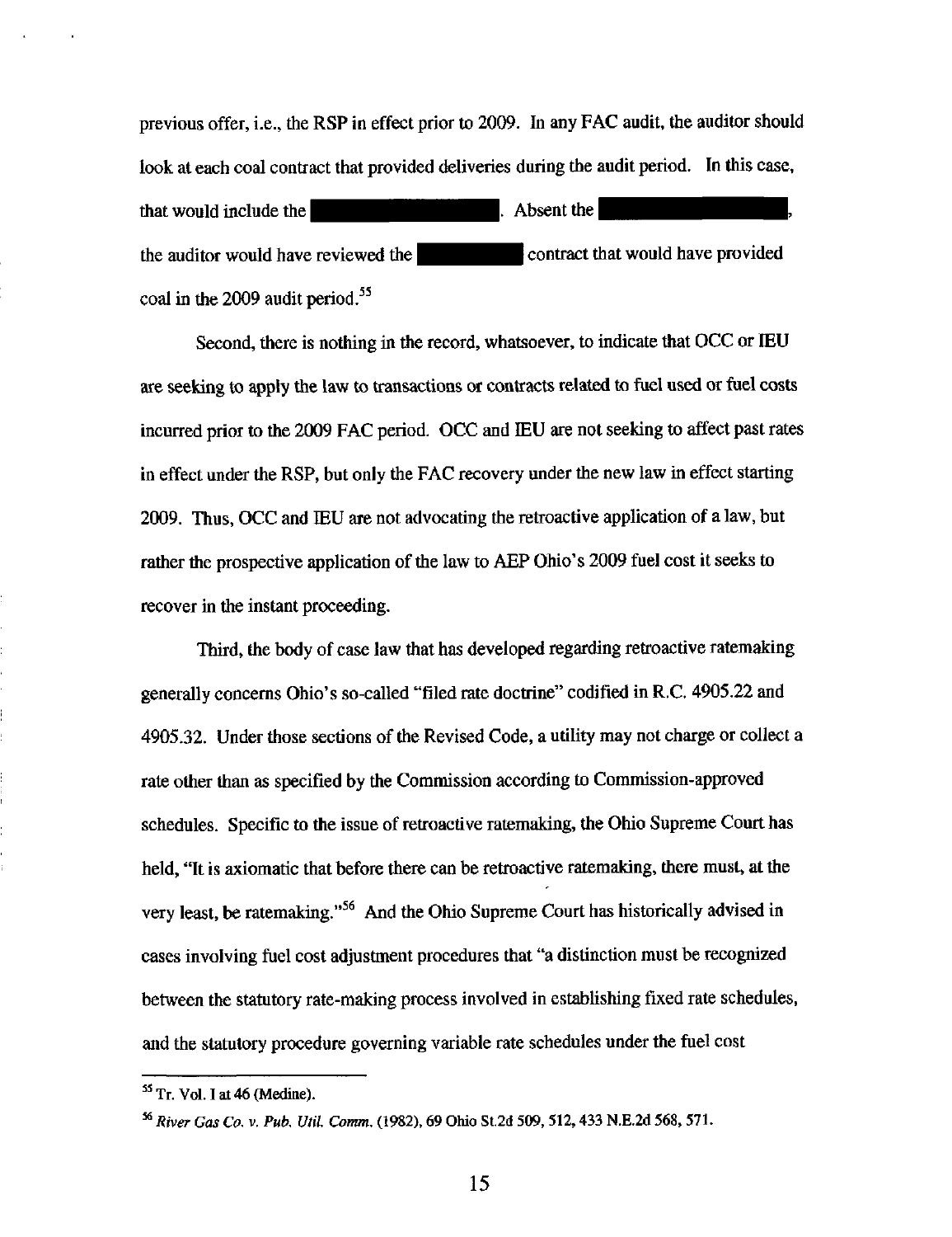previous offer, i.e., the RSP in effect prior to 2009. In any FAC audit, the auditor should look at each coal contract that provided deliveries during the audit period. In this case, that would include the [REDACTED]. Absent the [REDACTED], the auditor would have reviewed the [REDACTED] contract that would have provided coal in the 2009 audit period.[55]

Second, there is nothing in the record, whatsoever, to indicate that OCC or IEU are seeking to apply the law to transactions or contracts related to fuel used or fuel costs incurred prior to the 2009 FAC period. OCC and IEU are not seeking to affect past rates in effect under the RSP, but only the FAC recovery under the new law in effect starting 2009. Thus, OCC and IEU are not advocating the retroactive application of a law, but rather the prospective application of the law to AEP Ohio's 2009 fuel cost it seeks to recover in the instant proceeding.

Third, the body of case law that has developed regarding retroactive ratemaking generally concerns Ohio's so-called "filed rate doctrine" codified in R.C. 4905.22 and 4905.32. Under those sections of the Revised Code, a utility may not charge or collect a rate other than as specified by the Commission according to Commission-approved schedules. Specific to the issue of retroactive ratemaking, the Ohio Supreme Court has held, "It is axiomatic that before there can be retroactive ratemaking, there must, at the very least, be ratemaking."[56] And the Ohio Supreme Court has historically advised in cases involving fuel cost adjustment procedures that "a distinction must be recognized between the statutory rate-making process involved in establishing fixed rate schedules, and the statutory procedure governing variable rate schedules under the fuel cost

---

[55] Tr. Vol. I at 46 (Medine).

[56] *River Gas Co. v. Pub. Util. Comm.* (1982), 69 Ohio St.2d 509, 512, 433 N.E.2d 568, 571.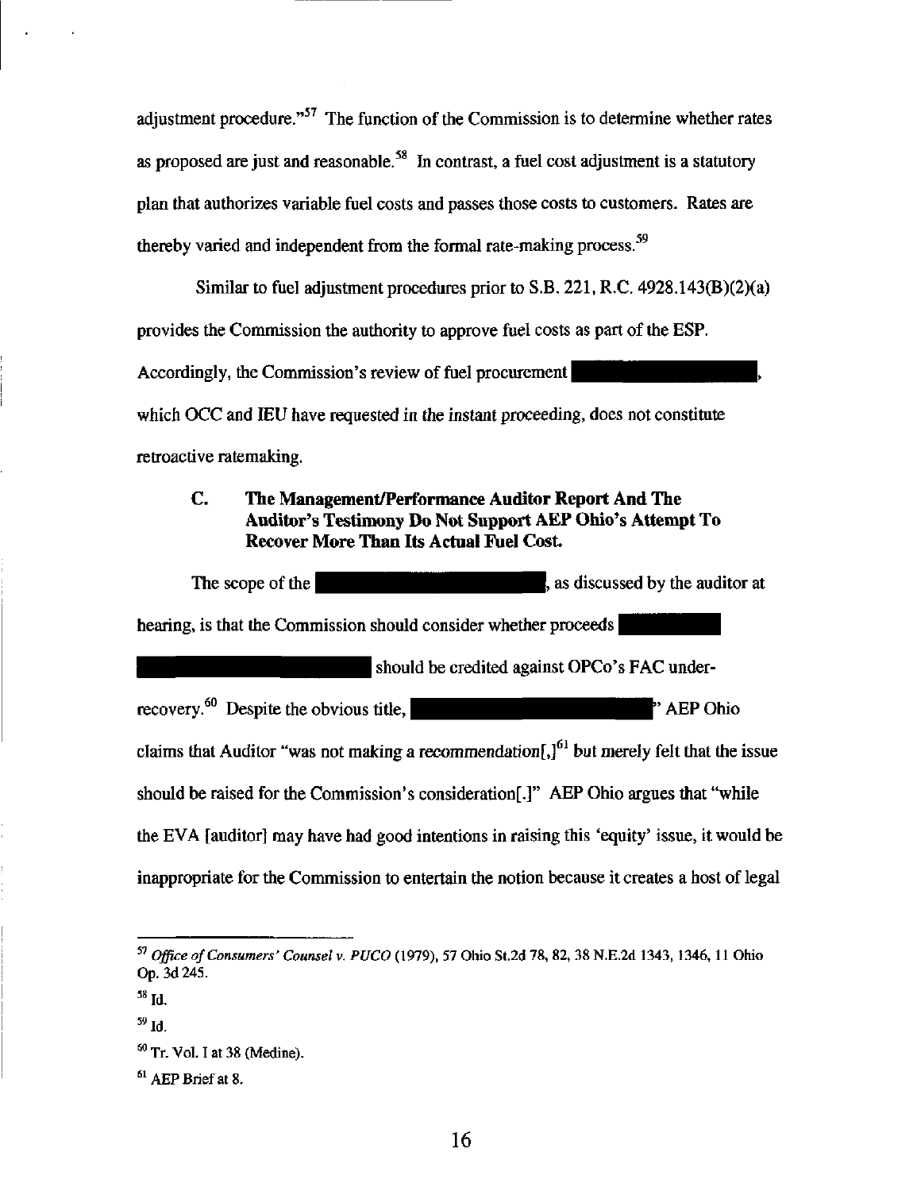adjustment procedure."[57] The function of the Commission is to determine whether rates as proposed are just and reasonable.[58] In contrast, a fuel cost adjustment is a statutory plan that authorizes variable fuel costs and passes those costs to customers. Rates are thereby varied and independent from the formal rate-making process.[59]

Similar to fuel adjustment procedures prior to S.B. 221, R.C. 4928.143(B)(2)(a) provides the Commission the authority to approve fuel costs as part of the ESP. Accordingly, the Commission's review of fuel procurement [REDACTED], which OCC and IEU have requested *in the instant proceeding*, does not constitute retroactive ratemaking.

### C. The Management/Performance Auditor Report And The Auditor's Testimony Do Not Support AEP Ohio's Attempt To Recover More Than Its Actual Fuel Cost.

The scope of the [REDACTED], as discussed by the auditor at hearing, is that the Commission should consider whether proceeds [REDACTED] should be credited against OPCo's FAC under-recovery.[60] Despite the obvious title, [REDACTED]" AEP Ohio claims that Auditor "was not making a recommendation[,][61] but merely felt that the issue should be raised for the Commission's consideration[.]" AEP Ohio argues that "while the EVA [auditor] may have had good intentions in raising this 'equity' issue, it would be inappropriate for the Commission to entertain the notion because it creates a host of legal

---

[57] *Office of Consumers' Counsel v. PUCO* (1979), 57 Ohio St.2d 78, 82, 38 N.E.2d 1343, 1346, 11 Ohio Op. 3d 245.

[58] Id.

[59] Id.

[60] Tr. Vol. I at 38 (Medine).

[61] AEP Brief at 8.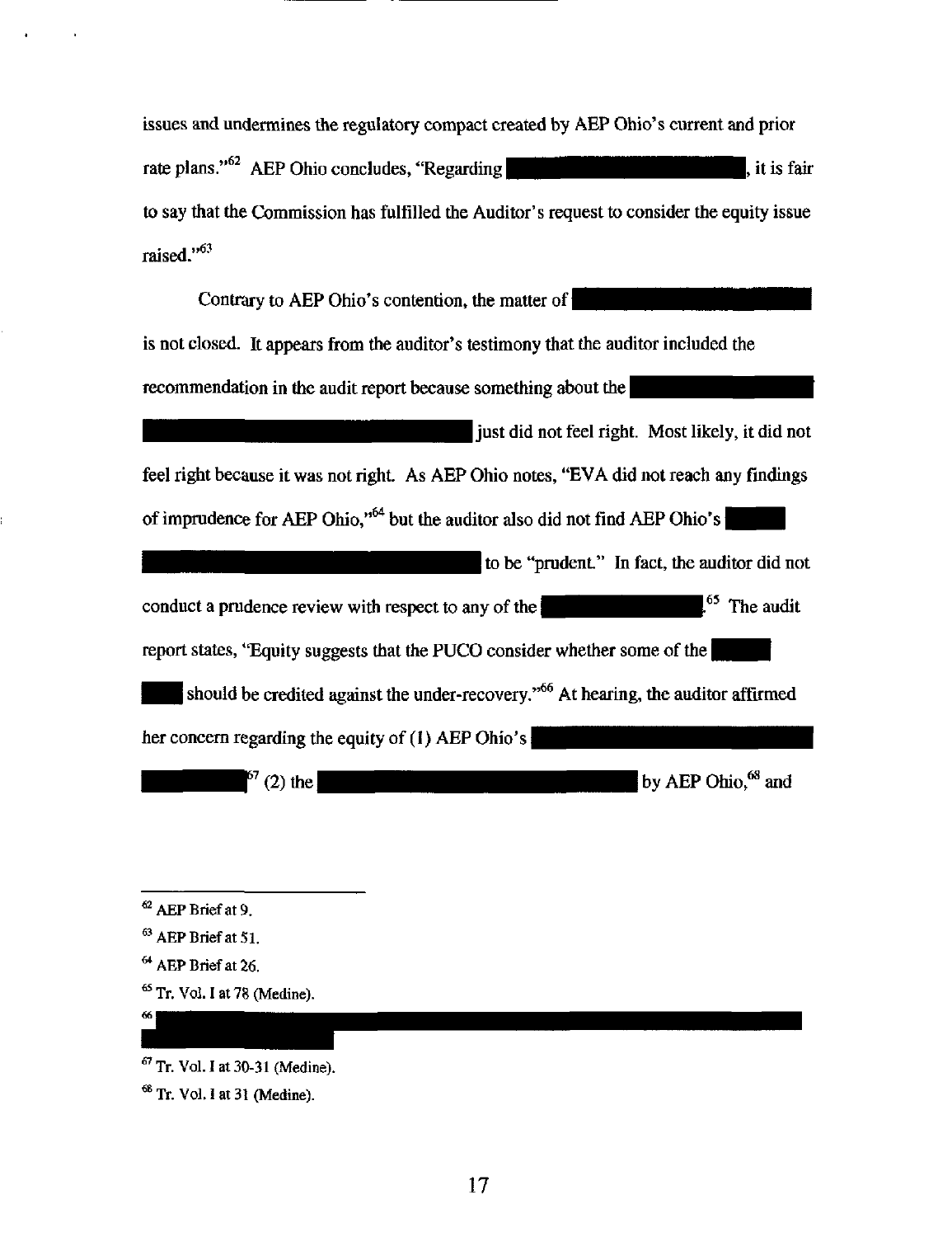issues and undermines the regulatory compact created by AEP Ohio's current and prior rate plans."[62] AEP Ohio concludes, "Regarding [REDACTED], it is fair to say that the Commission has fulfilled the Auditor's request to consider the equity issue raised."[63]

Contrary to AEP Ohio's contention, the matter of [REDACTED] is not closed. It appears from the auditor's testimony that the auditor included the recommendation in the audit report because something about the [REDACTED] just did not feel right. Most likely, it did not feel right because it was not right. As AEP Ohio notes, "EVA did not reach any findings of imprudence for AEP Ohio,"[64] but the auditor also did not find AEP Ohio's [REDACTED] to be "prudent." In fact, the auditor did not conduct a prudence review with respect to any of the [REDACTED].[65] The audit report states, "Equity suggests that the PUCO consider whether some of the [REDACTED] should be credited against the under-recovery."[66] At hearing, the auditor affirmed her concern regarding the equity of (1) AEP Ohio's [REDACTED][67] (2) the [REDACTED] by AEP Ohio,[68] and

---

[62] AEP Brief at 9.

[63] AEP Brief at 51.

[64] AEP Brief at 26.

[65] Tr. Vol. I at 78 (Medine).

[66] [REDACTED]

[67] Tr. Vol. I at 30-31 (Medine).

[68] Tr. Vol. I at 31 (Medine).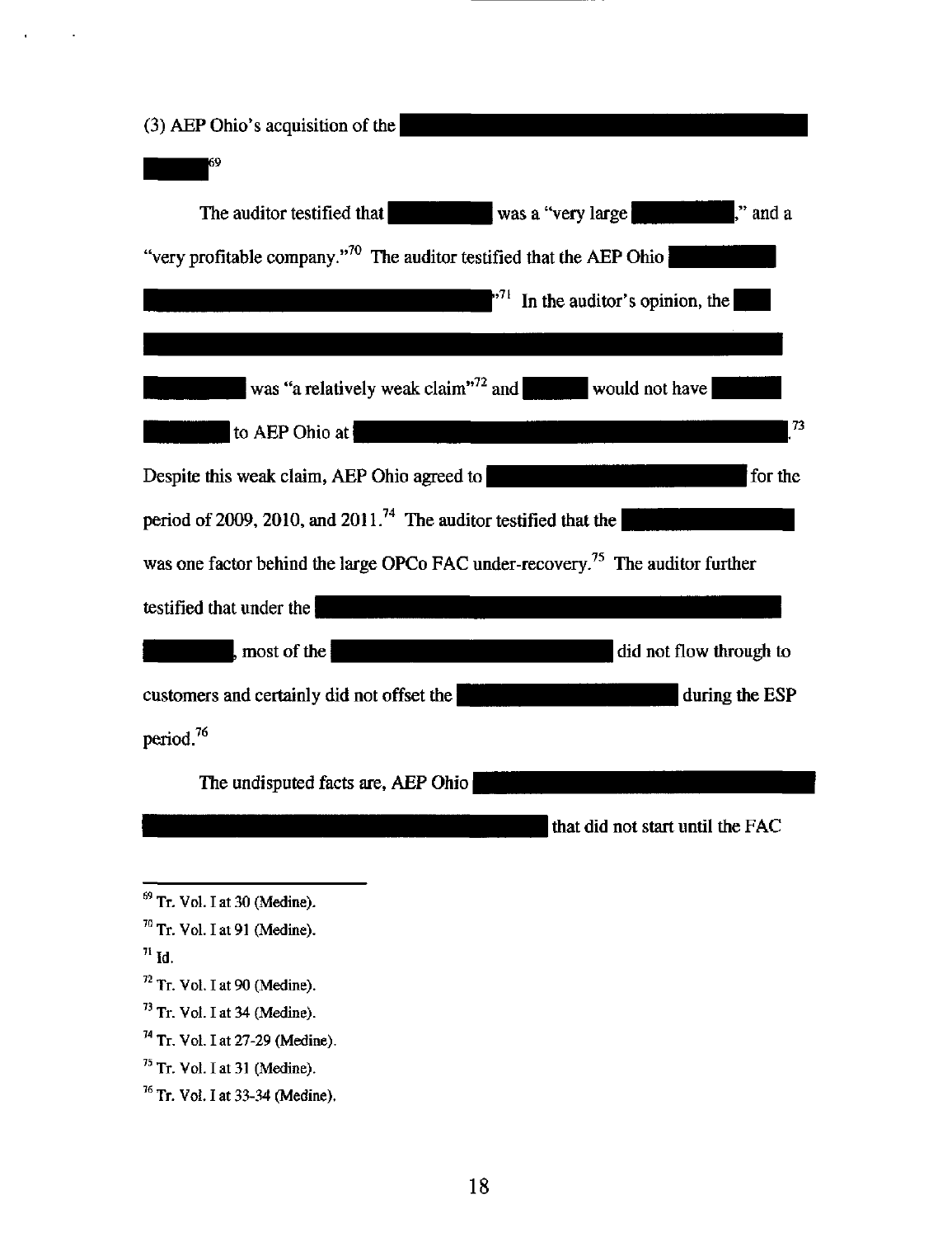(3) AEP Ohio's acquisition of the [REDACTED] [69]

The auditor testified that [REDACTED] was a "very large [REDACTED]," and a "very profitable company."[70] The auditor testified that the AEP Ohio [REDACTED]."[71] In the auditor's opinion, the [REDACTED] was "a relatively weak claim"[72] and [REDACTED] would not have [REDACTED] to AEP Ohio at [REDACTED].[73] Despite this weak claim, AEP Ohio agreed to [REDACTED] for the period of 2009, 2010, and 2011.[74] The auditor testified that the [REDACTED] was one factor behind the large OPCo FAC under-recovery.[75] The auditor further testified that under the [REDACTED], most of the [REDACTED] did not flow through to customers and certainly did not offset the [REDACTED] during the ESP period.[76]

The undisputed facts are, AEP Ohio [REDACTED] that did not start until the FAC

---

[69] Tr. Vol. I at 30 (Medine).

[70] Tr. Vol. I at 91 (Medine).

[71] Id.

[72] Tr. Vol. I at 90 (Medine).

[73] Tr. Vol. I at 34 (Medine).

[74] Tr. Vol. I at 27-29 (Medine).

[75] Tr. Vol. I at 31 (Medine).

[76] Tr. Vol. I at 33-34 (Medine).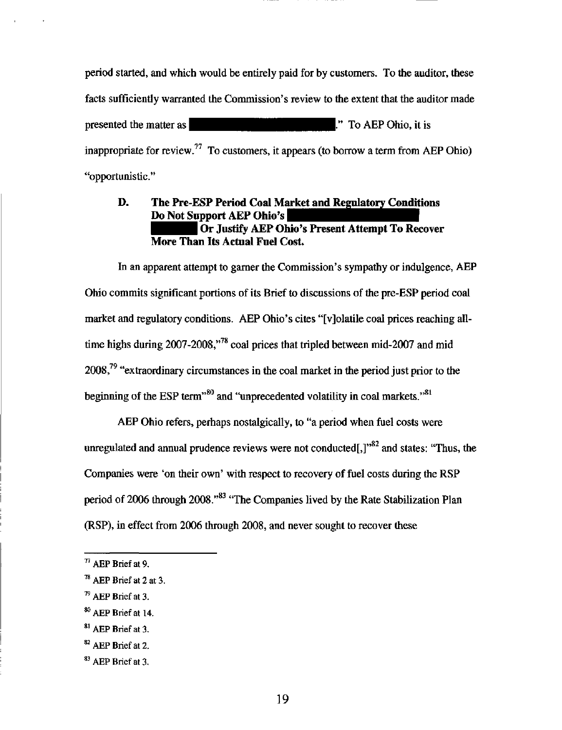period started, and which would be entirely paid for by customers. To the auditor, these facts sufficiently warranted the Commission's review to the extent that the auditor made presented the matter as ██████████." To AEP Ohio, it is inappropriate for review.[77] To customers, it appears (to borrow a term from AEP Ohio) "opportunistic."

### D. The Pre-ESP Period Coal Market and Regulatory Conditions Do Not Support AEP Ohio's ██████████ ██████ Or Justify AEP Ohio's Present Attempt To Recover More Than Its Actual Fuel Cost.

In an apparent attempt to garner the Commission's sympathy or indulgence, AEP Ohio commits significant portions of its Brief to discussions of the pre-ESP period coal market and regulatory conditions. AEP Ohio's cites "[v]olatile coal prices reaching all-time highs during 2007-2008,"[78] coal prices that tripled between mid-2007 and mid 2008,[79] "extraordinary circumstances in the coal market in the period just prior to the beginning of the ESP term"[80] and "unprecedented volatility in coal markets."[81]

AEP Ohio refers, perhaps nostalgically, to "a period when fuel costs were unregulated and annual prudence reviews were not conducted[,]"[82] and states: "Thus, the Companies were 'on their own' with respect to recovery of fuel costs during the RSP period of 2006 through 2008."[83] "The Companies lived by the Rate Stabilization Plan (RSP), in effect from 2006 through 2008, and never sought to recover these

---

[77] AEP Brief at 9.

[78] AEP Brief at 2 at 3.

[79] AEP Brief at 3.

[80] AEP Brief at 14.

[81] AEP Brief at 3.

[82] AEP Brief at 2.

[83] AEP Brief at 3.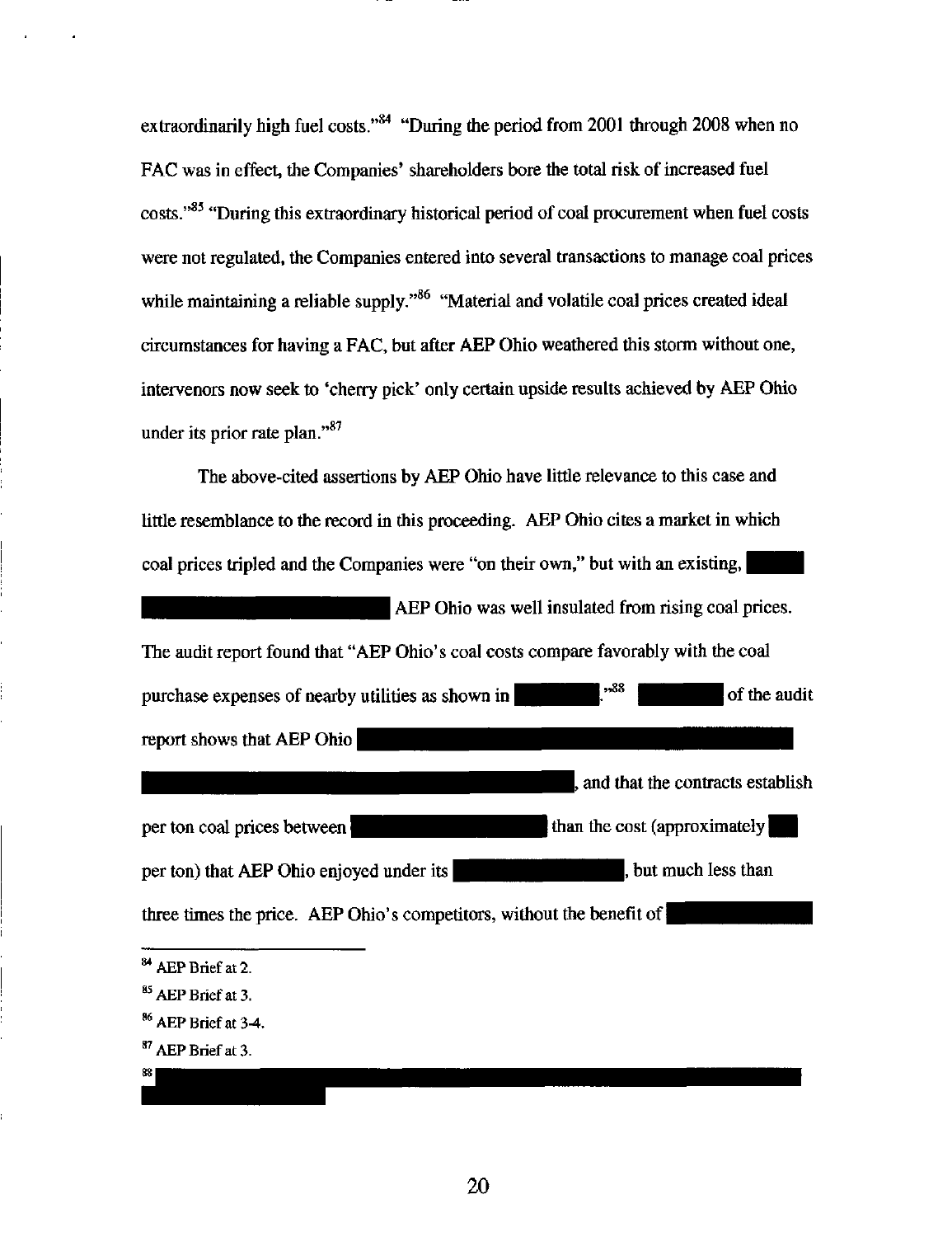extraordinarily high fuel costs."[84] "During the period from 2001 through 2008 when no FAC was in effect, the Companies' shareholders bore the total risk of increased fuel costs."[85] "During this extraordinary historical period of coal procurement when fuel costs were not regulated, the Companies entered into several transactions to manage coal prices while maintaining a reliable supply."[86] "Material and volatile coal prices created ideal circumstances for having a FAC, but after AEP Ohio weathered this storm without one, intervenors now seek to 'cherry pick' only certain upside results achieved by AEP Ohio under its prior rate plan."[87]

The above-cited assertions by AEP Ohio have little relevance to this case and little resemblance to the record in this proceeding. AEP Ohio cites a market in which coal prices tripled and the Companies were "on their own," but with an existing, [REDACTED] AEP Ohio was well insulated from rising coal prices. The audit report found that "AEP Ohio's coal costs compare favorably with the coal purchase expenses of nearby utilities as shown in [REDACTED]."[88] [REDACTED] of the audit report shows that AEP Ohio [REDACTED], and that the contracts establish per ton coal prices between [REDACTED] than the cost (approximately [REDACTED] per ton) that AEP Ohio enjoyed under its [REDACTED], but much less than three times the price. AEP Ohio's competitors, without the benefit of [REDACTED]

---

[84] AEP Brief at 2.

[85] AEP Brief at 3.

[86] AEP Brief at 3-4.

[87] AEP Brief at 3.

[88] [REDACTED]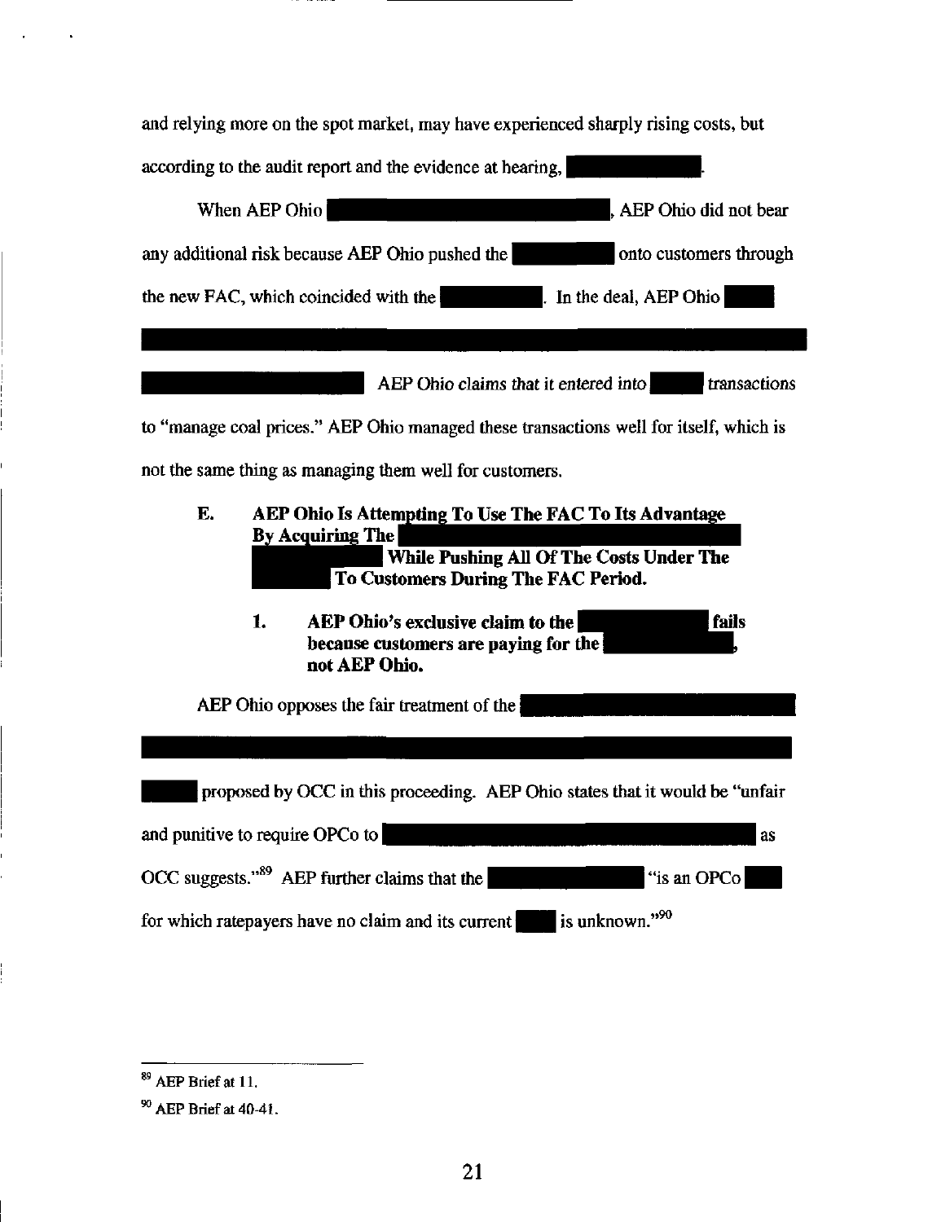and relying more on the spot market, may have experienced sharply rising costs, but according to the audit report and the evidence at hearing, ████████.

When AEP Ohio ████████████████████, AEP Ohio did not bear any additional risk because AEP Ohio pushed the ████████ onto customers through the new FAC, which coincided with the ████████. In the deal, AEP Ohio ████ ████████████████████████████████████████████████████████████ ████████████████ AEP Ohio claims that it entered into ████ transactions to "manage coal prices." AEP Ohio managed these transactions well for itself, which is not the same thing as managing them well for customers.

### E. AEP Ohio Is Attempting To Use The FAC To Its Advantage By Acquiring The ████████████████████ ████████ While Pushing All Of The Costs Under The ████ To Customers During The FAC Period.

#### 1. AEP Ohio's exclusive claim to the ████████ fails because customers are paying for the ████████, not AEP Ohio.

AEP Ohio opposes the fair treatment of the ████████████████████ ████████████████████████████████████████████████████████████ ████ proposed by OCC in this proceeding. AEP Ohio states that it would be "unfair and punitive to require OPCo to ████████████████████████ as OCC suggests."[89] AEP further claims that the ████████ "is an OPCo ████ for which ratepayers have no claim and its current ████ is unknown."[90]

---

[89] AEP Brief at 11.

[90] AEP Brief at 40-41.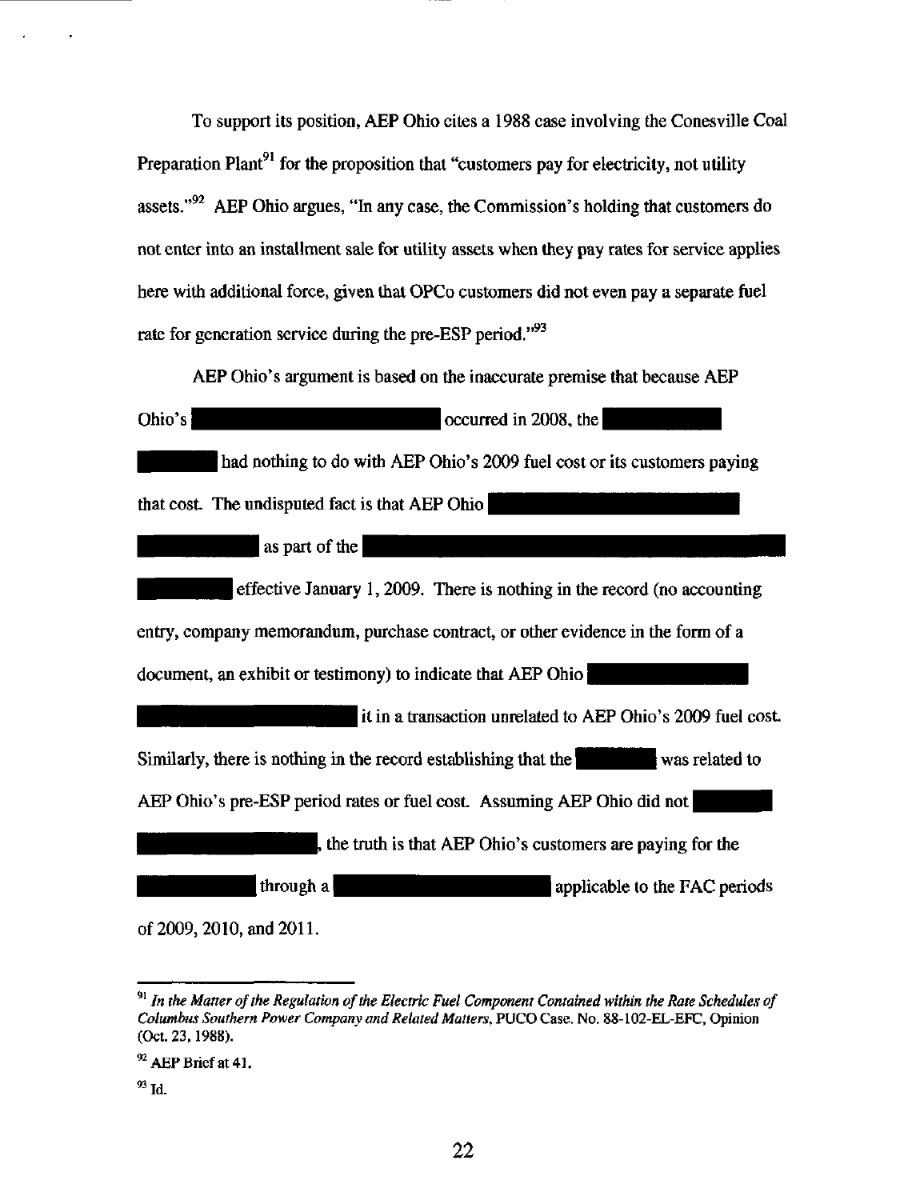To support its position, AEP Ohio cites a 1988 case involving the Conesville Coal Preparation Plant[91] for the proposition that "customers pay for electricity, not utility assets."[92] AEP Ohio argues, "In any case, the Commission's holding that customers do not enter into an installment sale for utility assets when they pay rates for service applies here with additional force, given that OPCo customers did not even pay a separate fuel rate for generation service during the pre-ESP period."[93]

AEP Ohio's argument is based on the inaccurate premise that because AEP Ohio's ███████████████ occurred in 2008, the ██████████ ██████ had nothing to do with AEP Ohio's 2009 fuel cost or its customers paying that cost. The undisputed fact is that AEP Ohio ████████████████ ████████ as part of the ██████████████████████████████ ██████ effective January 1, 2009. There is nothing in the record (no accounting entry, company memorandum, purchase contract, or other evidence in the form of a document, an exhibit or testimony) to indicate that AEP Ohio ████████████ ████████████████ it in a transaction unrelated to AEP Ohio's 2009 fuel cost. Similarly, there is nothing in the record establishing that the ██████ was related to AEP Ohio's pre-ESP period rates or fuel cost. Assuming AEP Ohio did not ██████ ███████████, the truth is that AEP Ohio's customers are paying for the ████████ through a ████████████ applicable to the FAC periods of 2009, 2010, and 2011.

---

[91] *In the Matter of the Regulation of the Electric Fuel Component Contained within the Rate Schedules of Columbus Southern Power Company and Related Matters*, PUCO Case. No. 88-102-EL-EFC, Opinion (Oct. 23, 1988).

[92] AEP Brief at 41.

[93] Id.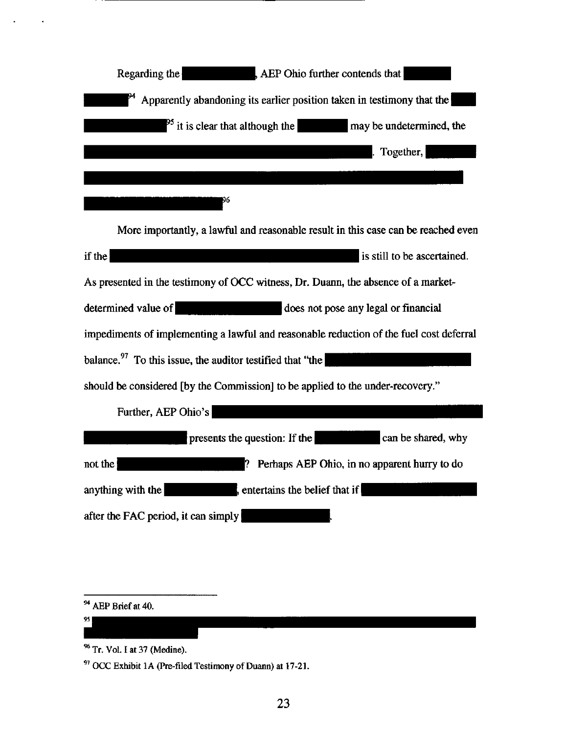Regarding the [REDACTED], AEP Ohio further contends that [REDACTED][94] Apparently abandoning its earlier position taken in testimony that the [REDACTED][95] it is clear that although the [REDACTED] may be undetermined, the [REDACTED]. Together, [REDACTED][96]

More importantly, a lawful and reasonable result in this case can be reached even if the [REDACTED] is still to be ascertained. As presented in the testimony of OCC witness, Dr. Duann, the absence of a market-determined value of [REDACTED] does not pose any legal or financial impediments of implementing a lawful and reasonable reduction of the fuel cost deferral balance.[97] To this issue, the auditor testified that "the [REDACTED] should be considered [by the Commission] to be applied to the under-recovery."

Further, AEP Ohio's [REDACTED] presents the question: If the [REDACTED] can be shared, why not the [REDACTED]? Perhaps AEP Ohio, in no apparent hurry to do anything with the [REDACTED], entertains the belief that if [REDACTED] after the FAC period, it can simply [REDACTED].

---

[94] AEP Brief at 40.

[95] [REDACTED]

[96] Tr. Vol. I at 37 (Medine).

[97] OCC Exhibit 1A (Pre-filed Testimony of Duann) at 17-21.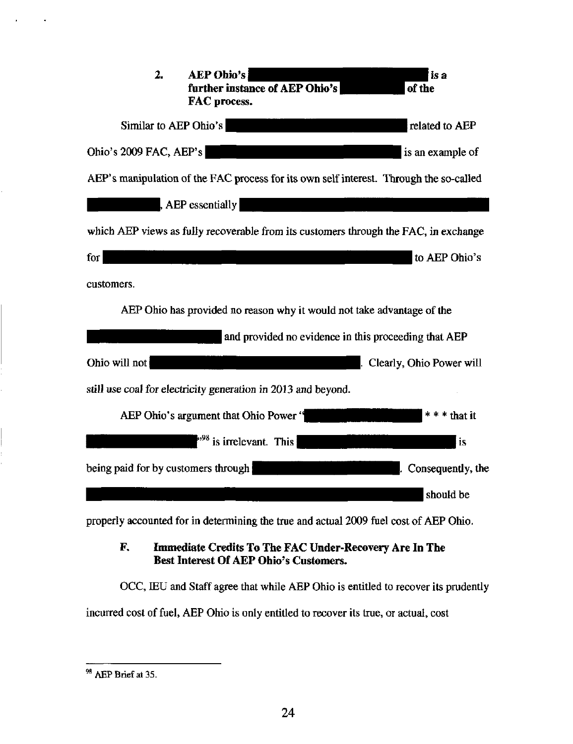### 2. AEP Ohio's [REDACTED] is a further instance of AEP Ohio's [REDACTED] of the FAC process.

Similar to AEP Ohio's [REDACTED] related to AEP Ohio's 2009 FAC, AEP's [REDACTED] is an example of AEP's manipulation of the FAC process for its own self interest. Through the so-called [REDACTED], AEP essentially [REDACTED] which AEP views as fully recoverable from its customers through the FAC, in exchange for [REDACTED] to AEP Ohio's customers.

AEP Ohio has provided no reason why it would not take advantage of the [REDACTED] and provided no evidence in this proceeding that AEP Ohio will not [REDACTED]. Clearly, Ohio Power will still use coal for electricity generation in 2013 and beyond.

AEP Ohio's argument that Ohio Power "[REDACTED] * * * that it [REDACTED]"[98] is irrelevant. This [REDACTED] is being paid for by customers through [REDACTED]. Consequently, the [REDACTED] should be properly accounted for in determining the true and actual 2009 fuel cost of AEP Ohio.

## F. Immediate Credits To The FAC Under-Recovery Are In The Best Interest Of AEP Ohio's Customers.

OCC, IEU and Staff agree that while AEP Ohio is entitled to recover its prudently incurred cost of fuel, AEP Ohio is only entitled to recover its true, or actual, cost

---

[98] AEP Brief at 35.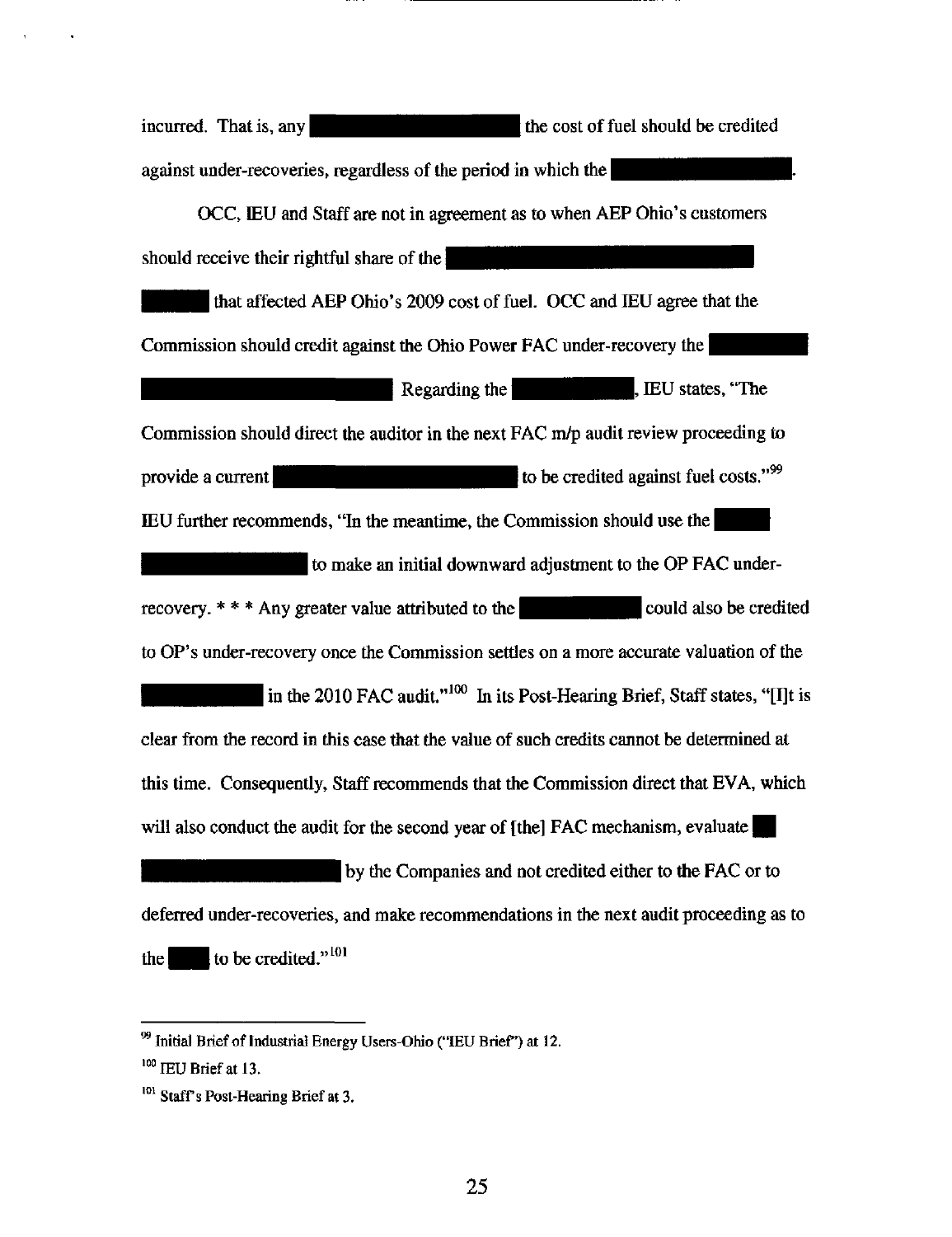incurred. That is, any [REDACTED] the cost of fuel should be credited against under-recoveries, regardless of the period in which the [REDACTED].

OCC, IEU and Staff are not in agreement as to when AEP Ohio's customers should receive their rightful share of the [REDACTED] that affected AEP Ohio's 2009 cost of fuel. OCC and IEU agree that the Commission should credit against the Ohio Power FAC under-recovery the [REDACTED] Regarding the [REDACTED], IEU states, "The Commission should direct the auditor in the next FAC m/p audit review proceeding to provide a current [REDACTED] to be credited against fuel costs."[99] IEU further recommends, "In the meantime, the Commission should use the [REDACTED] to make an initial downward adjustment to the OP FAC under-recovery. * * * Any greater value attributed to the [REDACTED] could also be credited to OP's under-recovery once the Commission settles on a more accurate valuation of the [REDACTED] in the 2010 FAC audit."[100] In its Post-Hearing Brief, Staff states, "[I]t is clear from the record in this case that the value of such credits cannot be determined at this time. Consequently, Staff recommends that the Commission direct that EVA, which will also conduct the audit for the second year of [the] FAC mechanism, evaluate [REDACTED] by the Companies and not credited either to the FAC or to deferred under-recoveries, and make recommendations in the next audit proceeding as to the [REDACTED] to be credited."[101]

---

[99] Initial Brief of Industrial Energy Users-Ohio ("IEU Brief") at 12.

[100] IEU Brief at 13.

[101] Staff's Post-Hearing Brief at 3.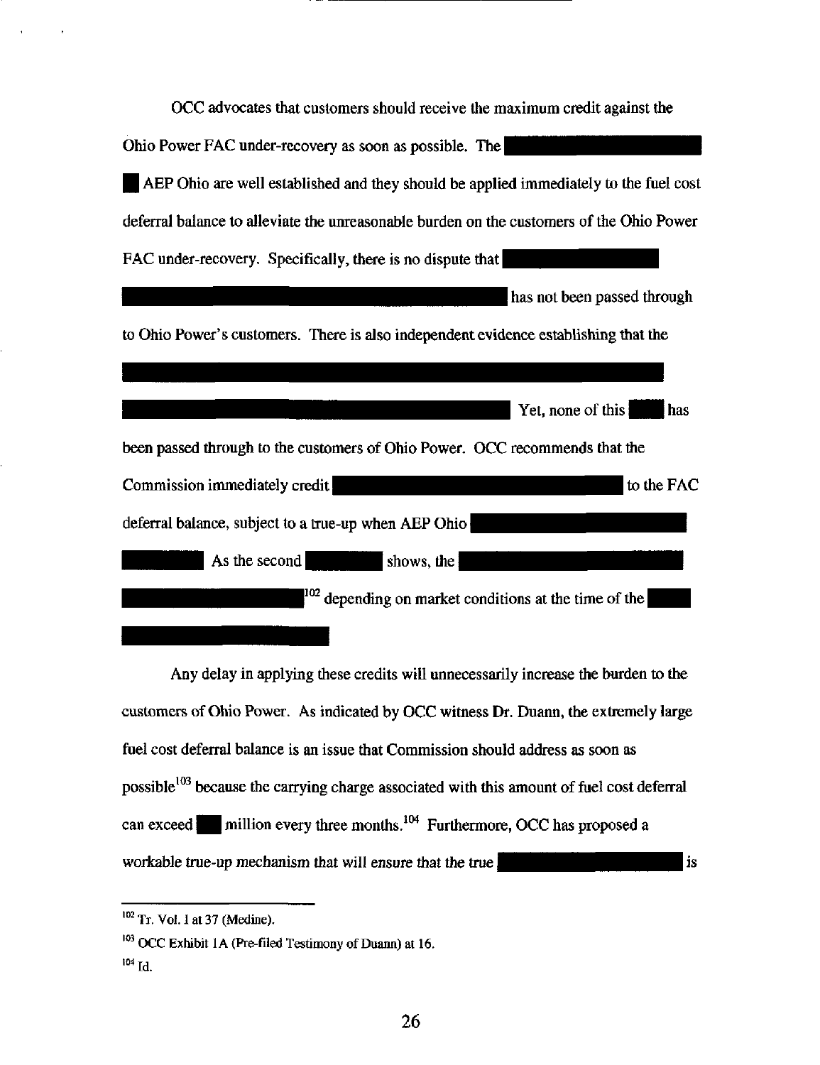OCC advocates that customers should receive the maximum credit against the Ohio Power FAC under-recovery as soon as possible. The AEP Ohio are well established and they should be applied immediately to the fuel cost deferral balance to alleviate the unreasonable burden on the customers of the Ohio Power FAC under-recovery. Specifically, there is no dispute that has not been passed through to Ohio Power's customers. There is also independent evidence establishing that the Yet, none of this has been passed through to the customers of Ohio Power. OCC recommends that the Commission immediately credit to the FAC deferral balance, subject to a true-up when AEP Ohio As the second shows, the [102] depending on market conditions at the time of the

Any delay in applying these credits will unnecessarily increase the burden to the customers of Ohio Power. As indicated by OCC witness Dr. Duann, the extremely large fuel cost deferral balance is an issue that Commission should address as soon as possible[103] because the carrying charge associated with this amount of fuel cost deferral can exceed million every three months.[104] Furthermore, OCC has proposed a workable true-up mechanism that will ensure that the true is

---

[102] Tr. Vol. I at 37 (Medine).

[103] OCC Exhibit 1A (Pre-filed Testimony of Duann) at 16.

[104] Id.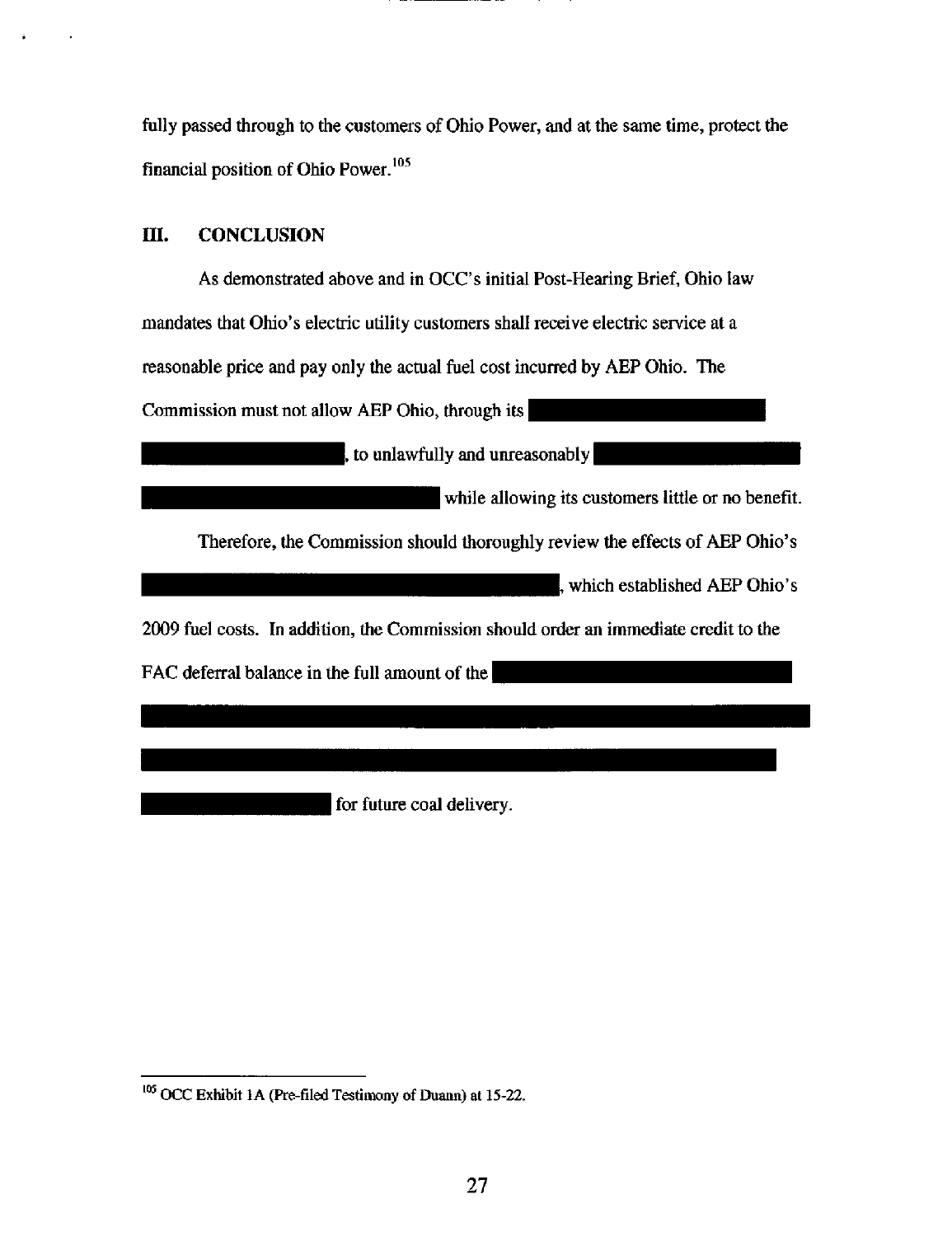fully passed through to the customers of Ohio Power, and at the same time, protect the financial position of Ohio Power.[105]

## III. CONCLUSION

As demonstrated above and in OCC's initial Post-Hearing Brief, Ohio law mandates that Ohio's electric utility customers shall receive electric service at a reasonable price and pay only the actual fuel cost incurred by AEP Ohio. The Commission must not allow AEP Ohio, through its [REDACTED], to unlawfully and unreasonably [REDACTED] while allowing its customers little or no benefit.

Therefore, the Commission should thoroughly review the effects of AEP Ohio's [REDACTED], which established AEP Ohio's 2009 fuel costs. In addition, the Commission should order an immediate credit to the FAC deferral balance in the full amount of the [REDACTED] for future coal delivery.

---

[105] OCC Exhibit 1A (Pre-filed Testimony of Duann) at 15-22.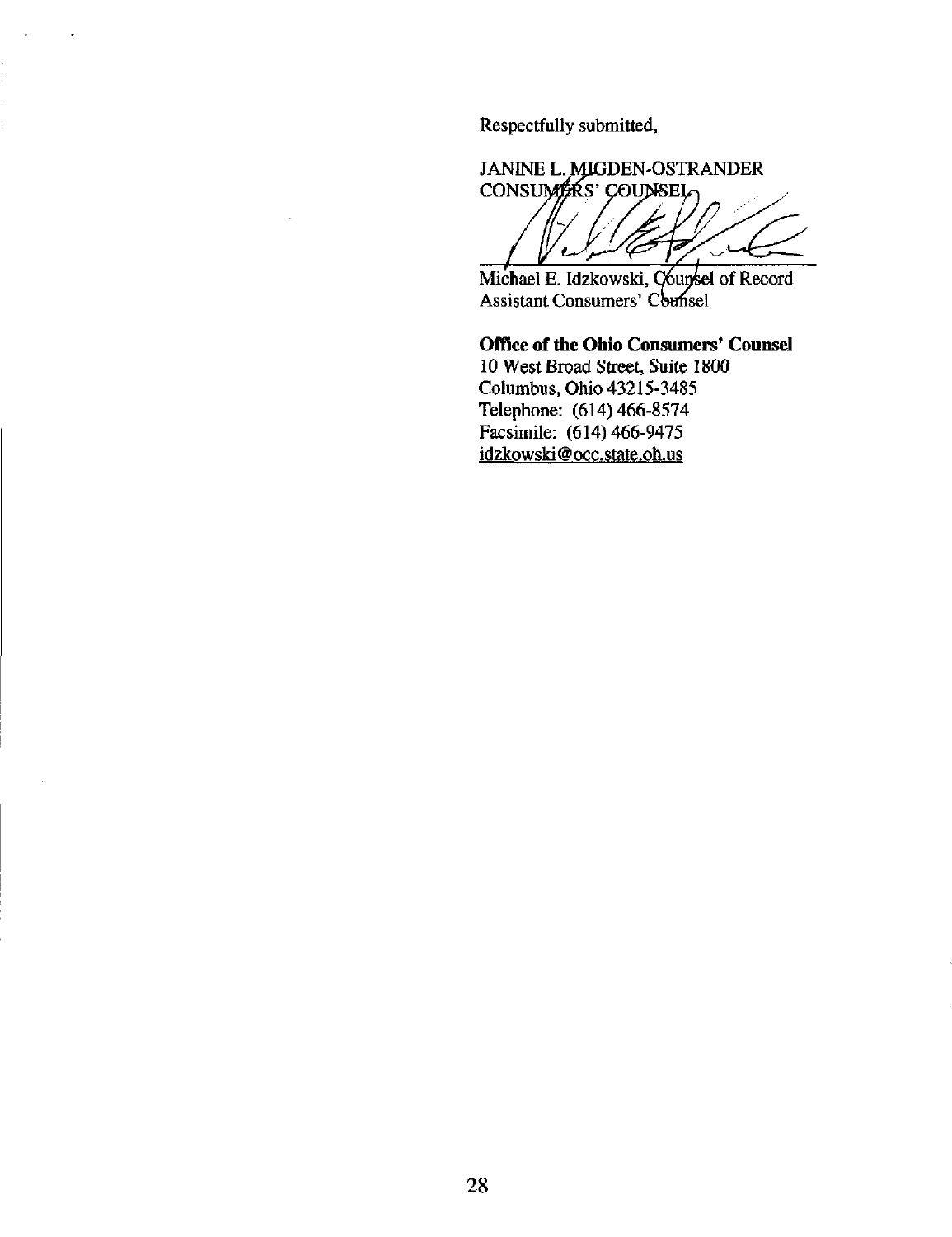Respectfully submitted,

JANINE L. MIGDEN-OSTRANDER
CONSUMERS' COUNSEL

Michael E. Idzkowski, Counsel of Record
Assistant Consumers' Counsel

**Office of the Ohio Consumers' Counsel**
10 West Broad Street, Suite 1800
Columbus, Ohio 43215-3485
Telephone: (614) 466-8574
Facsimile: (614) 466-9475
idzkowski@occ.state.oh.us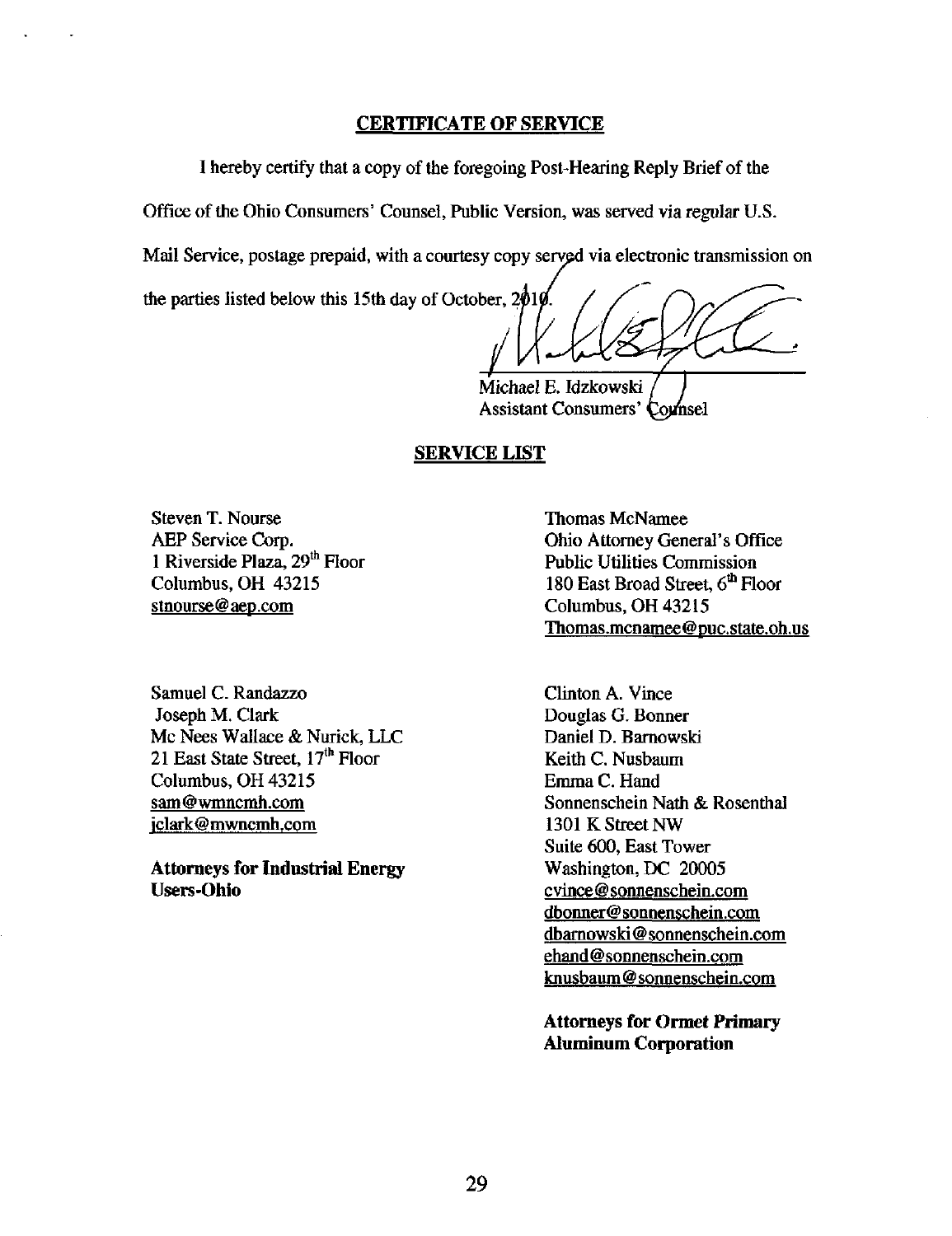## CERTIFICATE OF SERVICE

I hereby certify that a copy of the foregoing Post-Hearing Reply Brief of the Office of the Ohio Consumers' Counsel, Public Version, was served via regular U.S. Mail Service, postage prepaid, with a courtesy copy served via electronic transmission on the parties listed below this 15th day of October, 2010.

Michael E. Idzkowski
Assistant Consumers' Counsel

## SERVICE LIST

Steven T. Nourse
AEP Service Corp.
1 Riverside Plaza, 29th Floor
Columbus, OH 43215
stnourse@aep.com

Thomas McNamee
Ohio Attorney General's Office
Public Utilities Commission
180 East Broad Street, 6th Floor
Columbus, OH 43215
Thomas.mcnamee@puc.state.oh.us

Samuel C. Randazzo
Joseph M. Clark
Mc Nees Wallace & Nurick, LLC
21 East State Street, 17th Floor
Columbus, OH 43215
sam@wmncmh.com
jclark@mwncmh.com

**Attorneys for Industrial Energy Users-Ohio**

Clinton A. Vince
Douglas G. Bonner
Daniel D. Barnowski
Keith C. Nusbaum
Emma C. Hand
Sonnenschein Nath & Rosenthal
1301 K Street NW
Suite 600, East Tower
Washington, DC 20005
cvince@sonnenschein.com
dbonner@sonnenschein.com
dbarnowski@sonnenschein.com
ehand@sonnenschein.com
knusbaum@sonnenschein.com

**Attorneys for Ormet Primary Aluminum Corporation**